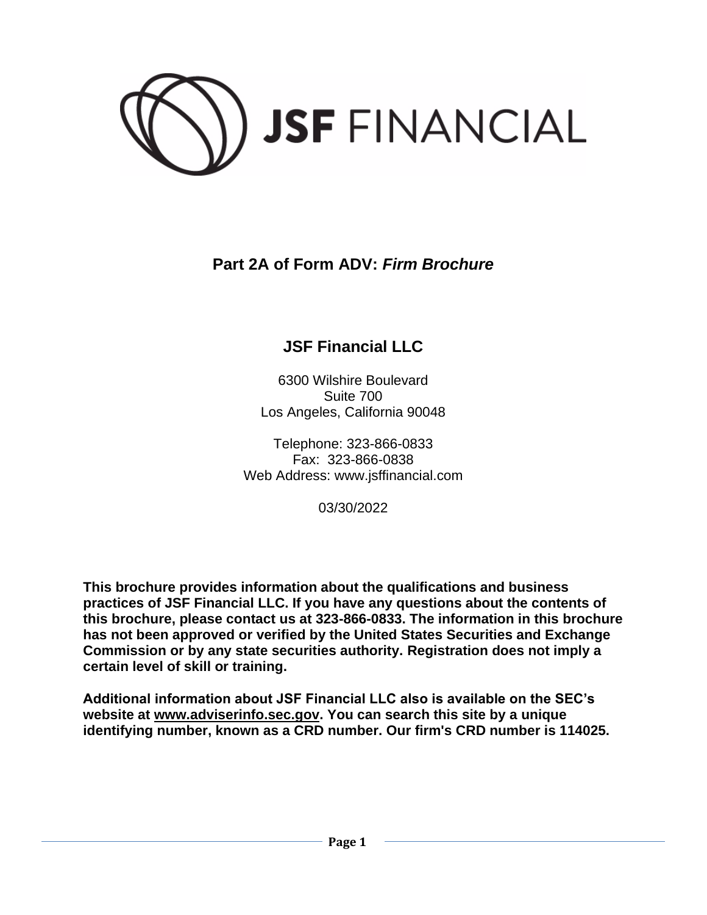JSF FINANCIAL

# Part 2A of Form ADV: *Firm Brochure*

## JSF Financial LLC

6300 Wilshire Boulevard
Suite 700
Los Angeles, California 90048

Telephone: 323-866-0833
Fax: 323-866-0838
Web Address: www.jsffinancial.com

03/30/2022

**This brochure provides information about the qualifications and business practices of JSF Financial LLC. If you have any questions about the contents of this brochure, please contact us at 323-866-0833. The information in this brochure has not been approved or verified by the United States Securities and Exchange Commission or by any state securities authority. Registration does not imply a certain level of skill or training.**

**Additional information about JSF Financial LLC also is available on the SEC's website at www.adviserinfo.sec.gov. You can search this site by a unique identifying number, known as a CRD number. Our firm's CRD number is 114025.**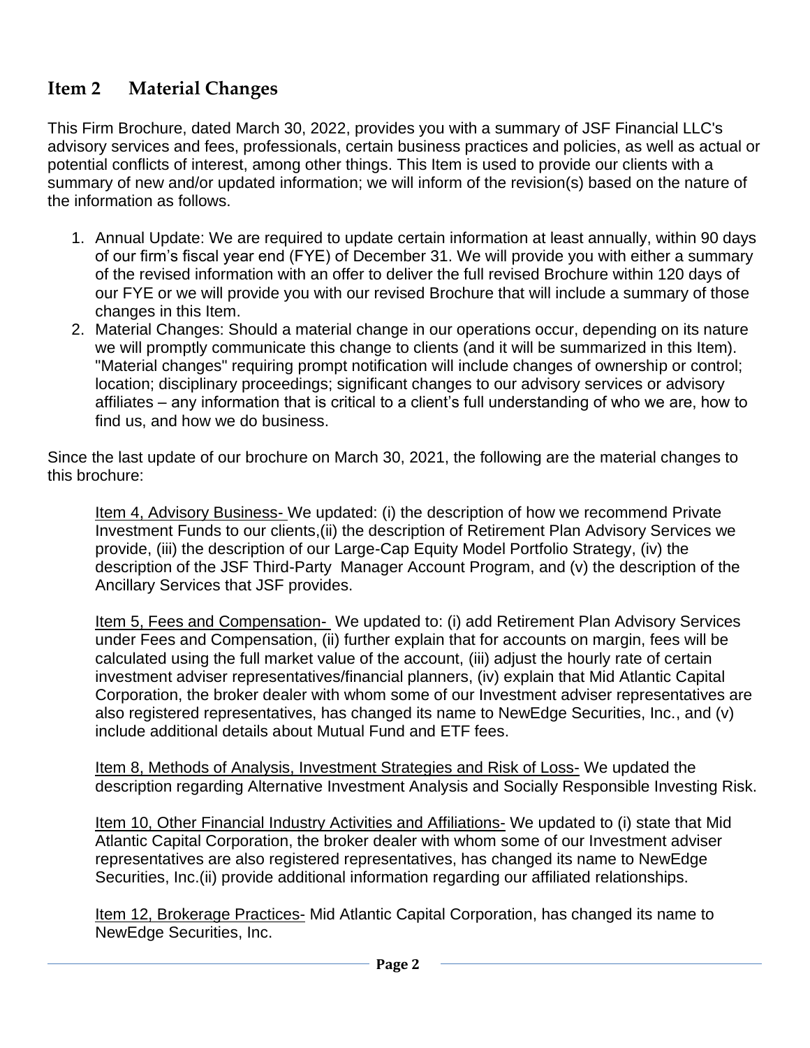## Item 2 Material Changes

This Firm Brochure, dated March 30, 2022, provides you with a summary of JSF Financial LLC's advisory services and fees, professionals, certain business practices and policies, as well as actual or potential conflicts of interest, among other things. This Item is used to provide our clients with a summary of new and/or updated information; we will inform of the revision(s) based on the nature of the information as follows.

1. Annual Update: We are required to update certain information at least annually, within 90 days of our firm's fiscal year end (FYE) of December 31. We will provide you with either a summary of the revised information with an offer to deliver the full revised Brochure within 120 days of our FYE or we will provide you with our revised Brochure that will include a summary of those changes in this Item.
2. Material Changes: Should a material change in our operations occur, depending on its nature we will promptly communicate this change to clients (and it will be summarized in this Item). "Material changes" requiring prompt notification will include changes of ownership or control; location; disciplinary proceedings; significant changes to our advisory services or advisory affiliates – any information that is critical to a client's full understanding of who we are, how to find us, and how we do business.

Since the last update of our brochure on March 30, 2021, the following are the material changes to this brochure:

Item 4, Advisory Business- We updated: (i) the description of how we recommend Private Investment Funds to our clients,(ii) the description of Retirement Plan Advisory Services we provide, (iii) the description of our Large-Cap Equity Model Portfolio Strategy, (iv) the description of the JSF Third-Party Manager Account Program, and (v) the description of the Ancillary Services that JSF provides.

Item 5, Fees and Compensation- We updated to: (i) add Retirement Plan Advisory Services under Fees and Compensation, (ii) further explain that for accounts on margin, fees will be calculated using the full market value of the account, (iii) adjust the hourly rate of certain investment adviser representatives/financial planners, (iv) explain that Mid Atlantic Capital Corporation, the broker dealer with whom some of our Investment adviser representatives are also registered representatives, has changed its name to NewEdge Securities, Inc., and (v) include additional details about Mutual Fund and ETF fees.

Item 8, Methods of Analysis, Investment Strategies and Risk of Loss- We updated the description regarding Alternative Investment Analysis and Socially Responsible Investing Risk.

Item 10, Other Financial Industry Activities and Affiliations- We updated to (i) state that Mid Atlantic Capital Corporation, the broker dealer with whom some of our Investment adviser representatives are also registered representatives, has changed its name to NewEdge Securities, Inc.(ii) provide additional information regarding our affiliated relationships.

Item 12, Brokerage Practices- Mid Atlantic Capital Corporation, has changed its name to NewEdge Securities, Inc.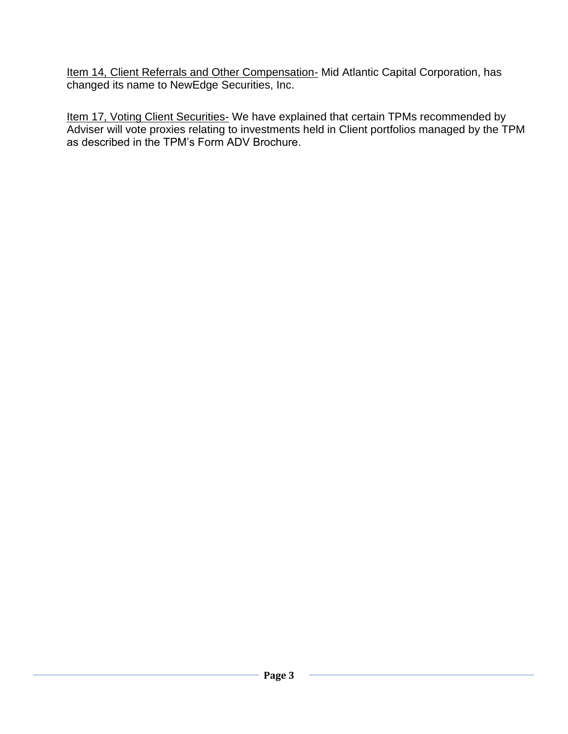<u>Item 14, Client Referrals and Other Compensation-</u> Mid Atlantic Capital Corporation, has changed its name to NewEdge Securities, Inc.

<u>Item 17, Voting Client Securities-</u> We have explained that certain TPMs recommended by Adviser will vote proxies relating to investments held in Client portfolios managed by the TPM as described in the TPM's Form ADV Brochure.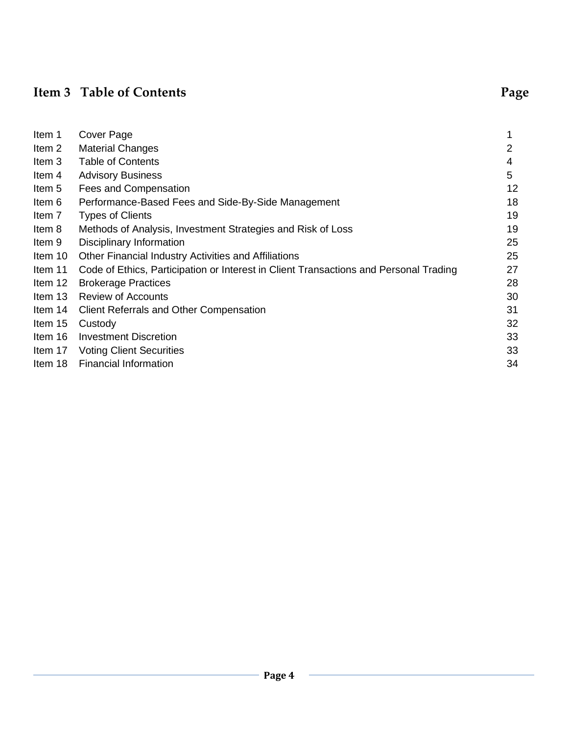## Item 3 Table of Contents

| | | Page |
|---|---|---|
| Item 1 | Cover Page | 1 |
| Item 2 | Material Changes | 2 |
| Item 3 | Table of Contents | 4 |
| Item 4 | Advisory Business | 5 |
| Item 5 | Fees and Compensation | 12 |
| Item 6 | Performance-Based Fees and Side-By-Side Management | 18 |
| Item 7 | Types of Clients | 19 |
| Item 8 | Methods of Analysis, Investment Strategies and Risk of Loss | 19 |
| Item 9 | Disciplinary Information | 25 |
| Item 10 | Other Financial Industry Activities and Affiliations | 25 |
| Item 11 | Code of Ethics, Participation or Interest in Client Transactions and Personal Trading | 27 |
| Item 12 | Brokerage Practices | 28 |
| Item 13 | Review of Accounts | 30 |
| Item 14 | Client Referrals and Other Compensation | 31 |
| Item 15 | Custody | 32 |
| Item 16 | Investment Discretion | 33 |
| Item 17 | Voting Client Securities | 33 |
| Item 18 | Financial Information | 34 |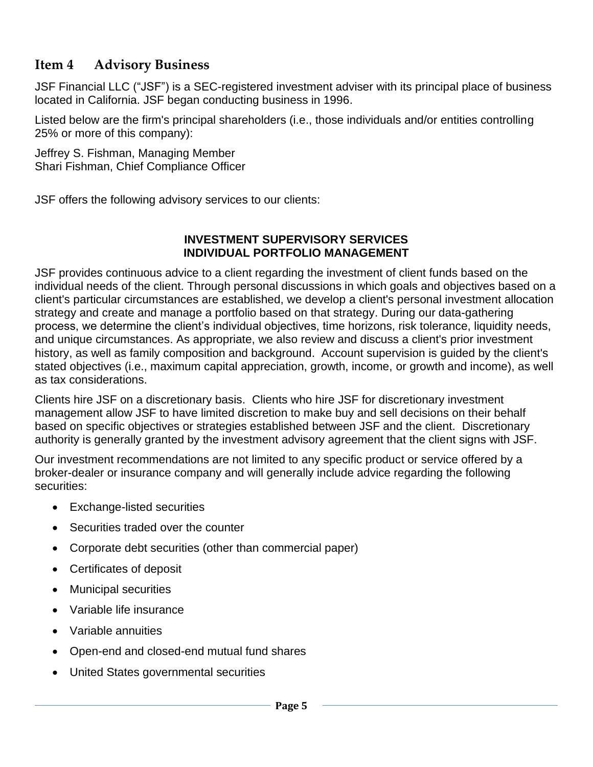## Item 4 Advisory Business

JSF Financial LLC ("JSF") is a SEC-registered investment adviser with its principal place of business located in California. JSF began conducting business in 1996.

Listed below are the firm's principal shareholders (i.e., those individuals and/or entities controlling 25% or more of this company):

Jeffrey S. Fishman, Managing Member
Shari Fishman, Chief Compliance Officer

JSF offers the following advisory services to our clients:

**INVESTMENT SUPERVISORY SERVICES**
**INDIVIDUAL PORTFOLIO MANAGEMENT**

JSF provides continuous advice to a client regarding the investment of client funds based on the individual needs of the client. Through personal discussions in which goals and objectives based on a client's particular circumstances are established, we develop a client's personal investment allocation strategy and create and manage a portfolio based on that strategy. During our data-gathering process, we determine the client's individual objectives, time horizons, risk tolerance, liquidity needs, and unique circumstances. As appropriate, we also review and discuss a client's prior investment history, as well as family composition and background. Account supervision is guided by the client's stated objectives (i.e., maximum capital appreciation, growth, income, or growth and income), as well as tax considerations.

Clients hire JSF on a discretionary basis. Clients who hire JSF for discretionary investment management allow JSF to have limited discretion to make buy and sell decisions on their behalf based on specific objectives or strategies established between JSF and the client. Discretionary authority is generally granted by the investment advisory agreement that the client signs with JSF.

Our investment recommendations are not limited to any specific product or service offered by a broker-dealer or insurance company and will generally include advice regarding the following securities:

- Exchange-listed securities
- Securities traded over the counter
- Corporate debt securities (other than commercial paper)
- Certificates of deposit
- Municipal securities
- Variable life insurance
- Variable annuities
- Open-end and closed-end mutual fund shares
- United States governmental securities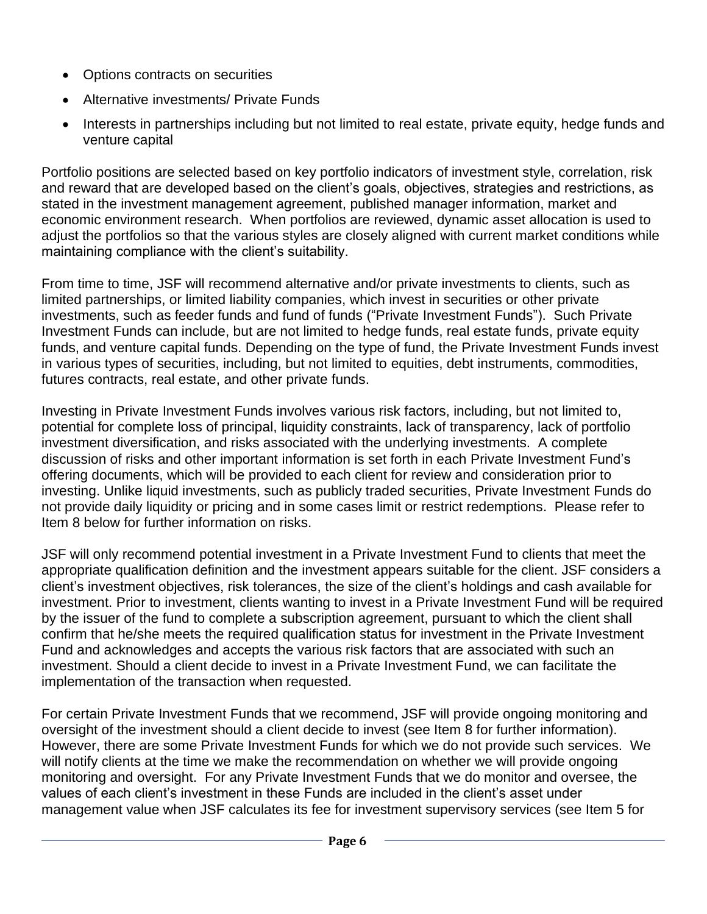- Options contracts on securities
- Alternative investments/ Private Funds
- Interests in partnerships including but not limited to real estate, private equity, hedge funds and venture capital

Portfolio positions are selected based on key portfolio indicators of investment style, correlation, risk and reward that are developed based on the client's goals, objectives, strategies and restrictions, as stated in the investment management agreement, published manager information, market and economic environment research. When portfolios are reviewed, dynamic asset allocation is used to adjust the portfolios so that the various styles are closely aligned with current market conditions while maintaining compliance with the client's suitability.

From time to time, JSF will recommend alternative and/or private investments to clients, such as limited partnerships, or limited liability companies, which invest in securities or other private investments, such as feeder funds and fund of funds ("Private Investment Funds"). Such Private Investment Funds can include, but are not limited to hedge funds, real estate funds, private equity funds, and venture capital funds. Depending on the type of fund, the Private Investment Funds invest in various types of securities, including, but not limited to equities, debt instruments, commodities, futures contracts, real estate, and other private funds.

Investing in Private Investment Funds involves various risk factors, including, but not limited to, potential for complete loss of principal, liquidity constraints, lack of transparency, lack of portfolio investment diversification, and risks associated with the underlying investments. A complete discussion of risks and other important information is set forth in each Private Investment Fund's offering documents, which will be provided to each client for review and consideration prior to investing. Unlike liquid investments, such as publicly traded securities, Private Investment Funds do not provide daily liquidity or pricing and in some cases limit or restrict redemptions. Please refer to Item 8 below for further information on risks.

JSF will only recommend potential investment in a Private Investment Fund to clients that meet the appropriate qualification definition and the investment appears suitable for the client. JSF considers a client's investment objectives, risk tolerances, the size of the client's holdings and cash available for investment. Prior to investment, clients wanting to invest in a Private Investment Fund will be required by the issuer of the fund to complete a subscription agreement, pursuant to which the client shall confirm that he/she meets the required qualification status for investment in the Private Investment Fund and acknowledges and accepts the various risk factors that are associated with such an investment. Should a client decide to invest in a Private Investment Fund, we can facilitate the implementation of the transaction when requested.

For certain Private Investment Funds that we recommend, JSF will provide ongoing monitoring and oversight of the investment should a client decide to invest (see Item 8 for further information). However, there are some Private Investment Funds for which we do not provide such services. We will notify clients at the time we make the recommendation on whether we will provide ongoing monitoring and oversight. For any Private Investment Funds that we do monitor and oversee, the values of each client's investment in these Funds are included in the client's asset under management value when JSF calculates its fee for investment supervisory services (see Item 5 for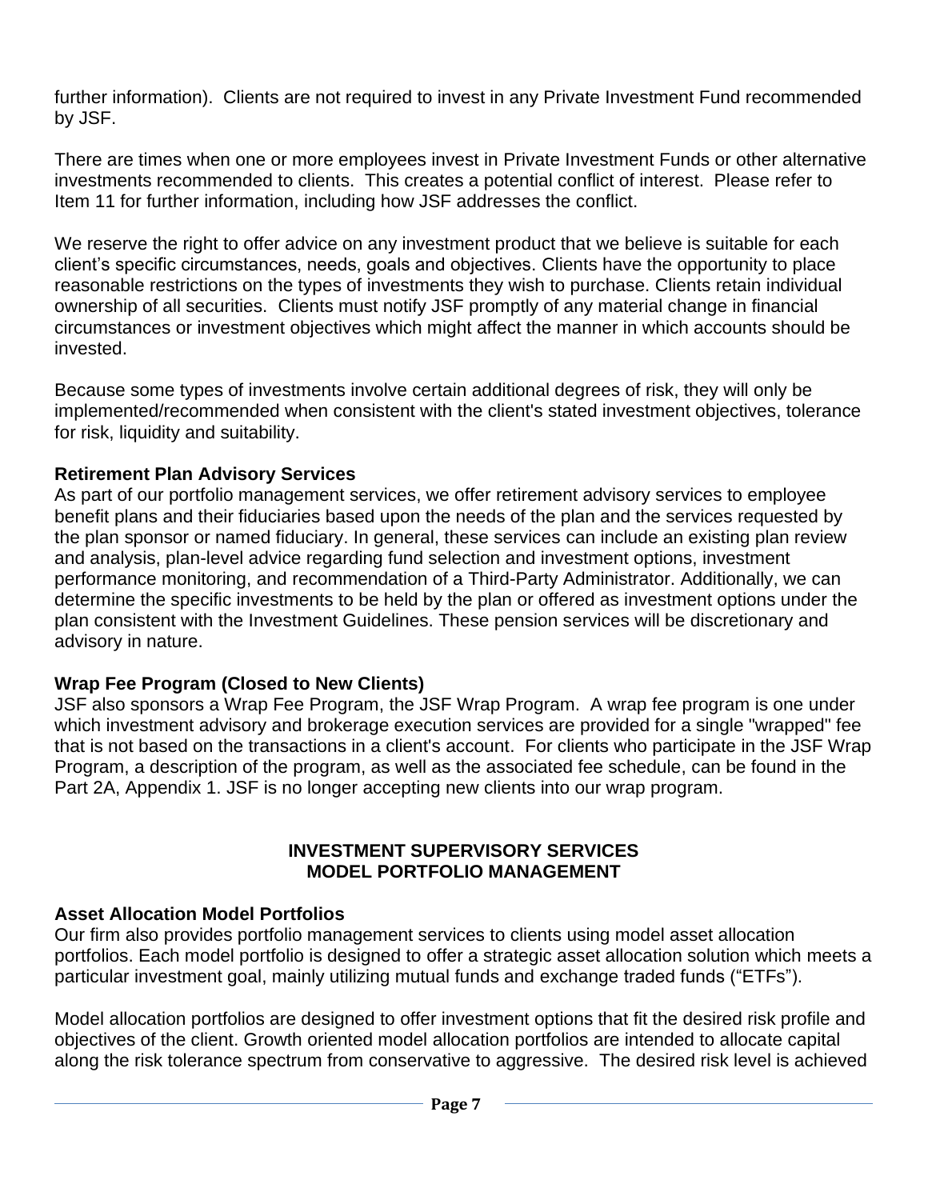further information). Clients are not required to invest in any Private Investment Fund recommended by JSF.

There are times when one or more employees invest in Private Investment Funds or other alternative investments recommended to clients. This creates a potential conflict of interest. Please refer to Item 11 for further information, including how JSF addresses the conflict.

We reserve the right to offer advice on any investment product that we believe is suitable for each client's specific circumstances, needs, goals and objectives. Clients have the opportunity to place reasonable restrictions on the types of investments they wish to purchase. Clients retain individual ownership of all securities. Clients must notify JSF promptly of any material change in financial circumstances or investment objectives which might affect the manner in which accounts should be invested.

Because some types of investments involve certain additional degrees of risk, they will only be implemented/recommended when consistent with the client's stated investment objectives, tolerance for risk, liquidity and suitability.

**Retirement Plan Advisory Services**

As part of our portfolio management services, we offer retirement advisory services to employee benefit plans and their fiduciaries based upon the needs of the plan and the services requested by the plan sponsor or named fiduciary. In general, these services can include an existing plan review and analysis, plan-level advice regarding fund selection and investment options, investment performance monitoring, and recommendation of a Third-Party Administrator. Additionally, we can determine the specific investments to be held by the plan or offered as investment options under the plan consistent with the Investment Guidelines. These pension services will be discretionary and advisory in nature.

**Wrap Fee Program (Closed to New Clients)**

JSF also sponsors a Wrap Fee Program, the JSF Wrap Program. A wrap fee program is one under which investment advisory and brokerage execution services are provided for a single "wrapped" fee that is not based on the transactions in a client's account. For clients who participate in the JSF Wrap Program, a description of the program, as well as the associated fee schedule, can be found in the Part 2A, Appendix 1. JSF is no longer accepting new clients into our wrap program.

## INVESTMENT SUPERVISORY SERVICES
## MODEL PORTFOLIO MANAGEMENT

**Asset Allocation Model Portfolios**

Our firm also provides portfolio management services to clients using model asset allocation portfolios. Each model portfolio is designed to offer a strategic asset allocation solution which meets a particular investment goal, mainly utilizing mutual funds and exchange traded funds ("ETFs").

Model allocation portfolios are designed to offer investment options that fit the desired risk profile and objectives of the client. Growth oriented model allocation portfolios are intended to allocate capital along the risk tolerance spectrum from conservative to aggressive. The desired risk level is achieved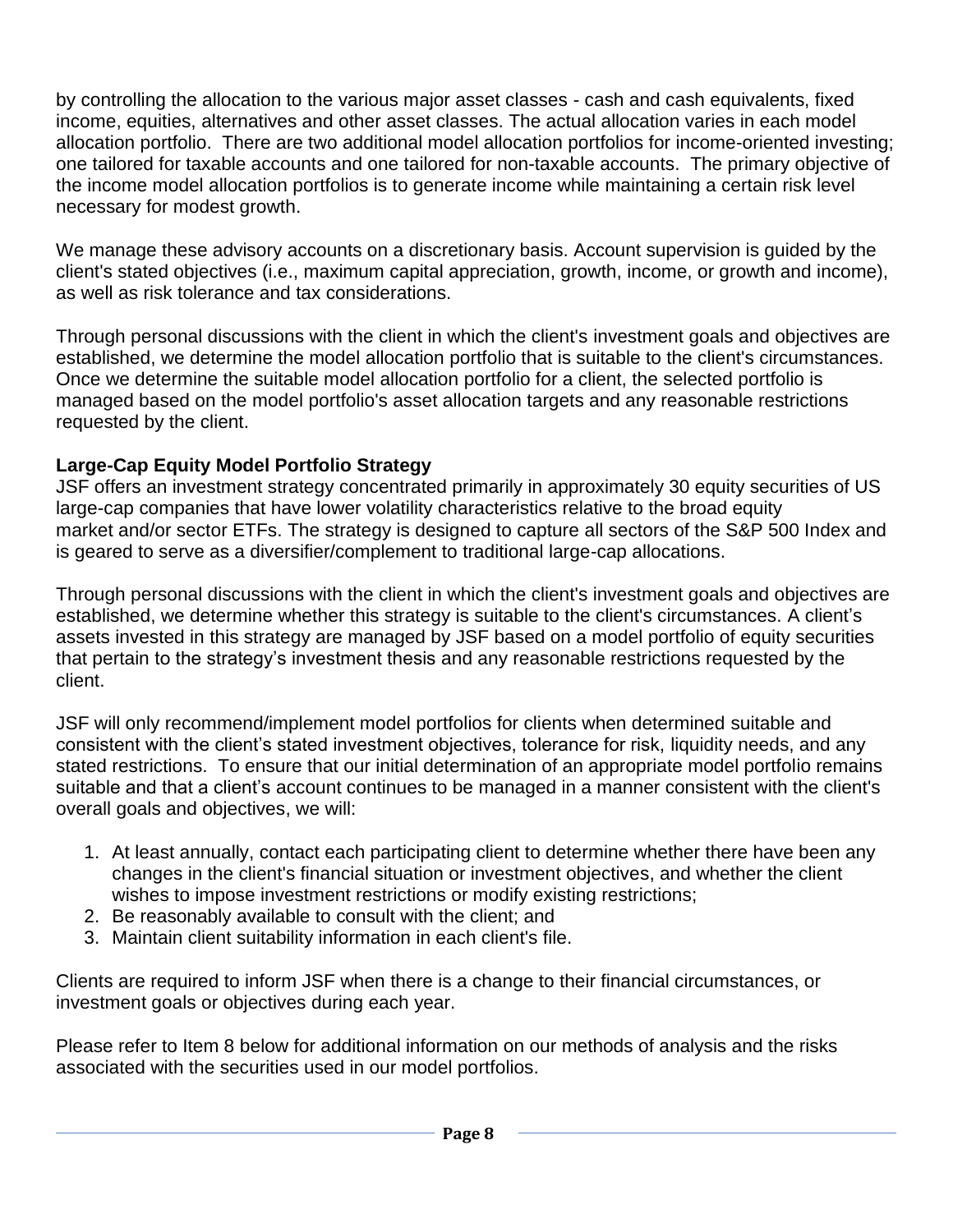by controlling the allocation to the various major asset classes - cash and cash equivalents, fixed income, equities, alternatives and other asset classes. The actual allocation varies in each model allocation portfolio. There are two additional model allocation portfolios for income-oriented investing; one tailored for taxable accounts and one tailored for non-taxable accounts. The primary objective of the income model allocation portfolios is to generate income while maintaining a certain risk level necessary for modest growth.

We manage these advisory accounts on a discretionary basis. Account supervision is guided by the client's stated objectives (i.e., maximum capital appreciation, growth, income, or growth and income), as well as risk tolerance and tax considerations.

Through personal discussions with the client in which the client's investment goals and objectives are established, we determine the model allocation portfolio that is suitable to the client's circumstances. Once we determine the suitable model allocation portfolio for a client, the selected portfolio is managed based on the model portfolio's asset allocation targets and any reasonable restrictions requested by the client.

**Large-Cap Equity Model Portfolio Strategy**

JSF offers an investment strategy concentrated primarily in approximately 30 equity securities of US large-cap companies that have lower volatility characteristics relative to the broad equity market and/or sector ETFs. The strategy is designed to capture all sectors of the S&P 500 Index and is geared to serve as a diversifier/complement to traditional large-cap allocations.

Through personal discussions with the client in which the client's investment goals and objectives are established, we determine whether this strategy is suitable to the client's circumstances. A client's assets invested in this strategy are managed by JSF based on a model portfolio of equity securities that pertain to the strategy's investment thesis and any reasonable restrictions requested by the client.

JSF will only recommend/implement model portfolios for clients when determined suitable and consistent with the client's stated investment objectives, tolerance for risk, liquidity needs, and any stated restrictions. To ensure that our initial determination of an appropriate model portfolio remains suitable and that a client's account continues to be managed in a manner consistent with the client's overall goals and objectives, we will:

1. At least annually, contact each participating client to determine whether there have been any changes in the client's financial situation or investment objectives, and whether the client wishes to impose investment restrictions or modify existing restrictions;
2. Be reasonably available to consult with the client; and
3. Maintain client suitability information in each client's file.

Clients are required to inform JSF when there is a change to their financial circumstances, or investment goals or objectives during each year.

Please refer to Item 8 below for additional information on our methods of analysis and the risks associated with the securities used in our model portfolios.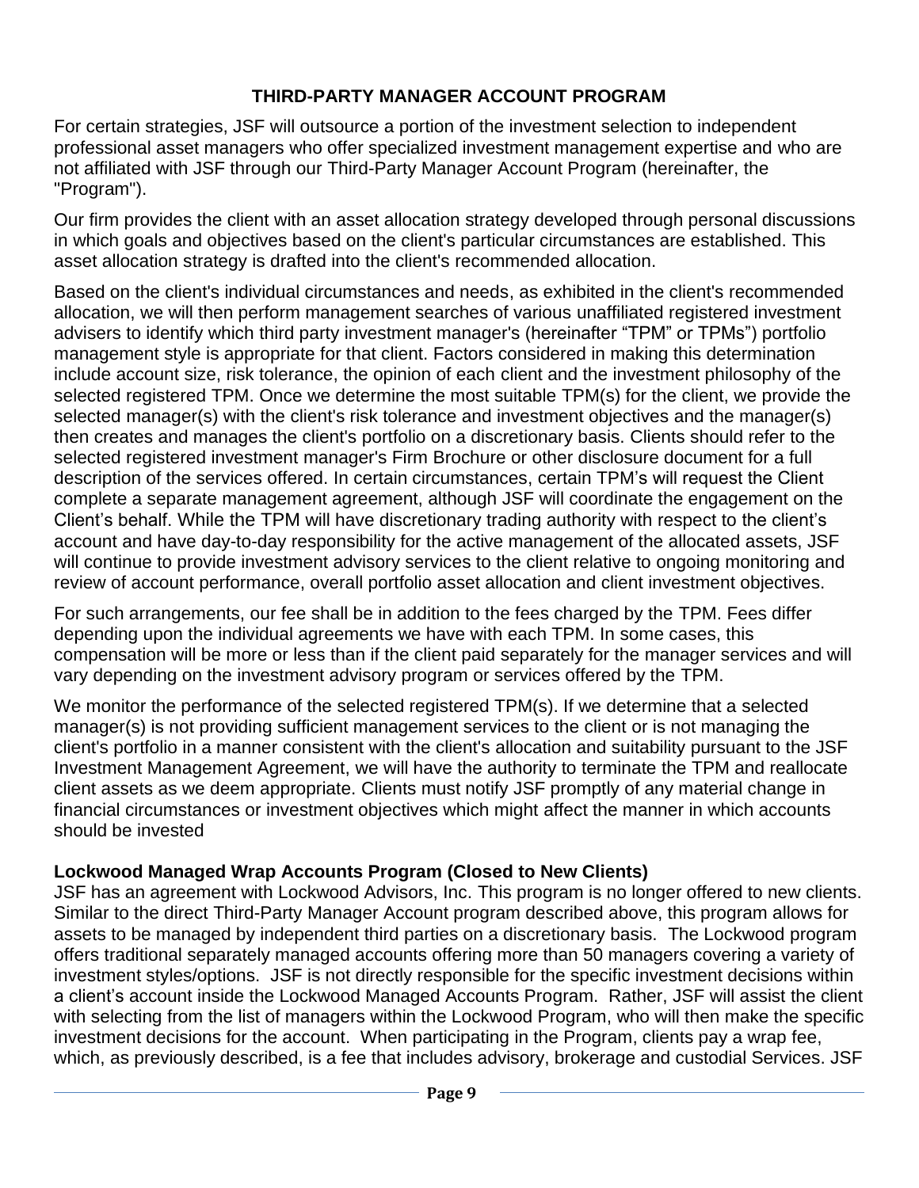## THIRD-PARTY MANAGER ACCOUNT PROGRAM

For certain strategies, JSF will outsource a portion of the investment selection to independent professional asset managers who offer specialized investment management expertise and who are not affiliated with JSF through our Third-Party Manager Account Program (hereinafter, the "Program").

Our firm provides the client with an asset allocation strategy developed through personal discussions in which goals and objectives based on the client's particular circumstances are established. This asset allocation strategy is drafted into the client's recommended allocation.

Based on the client's individual circumstances and needs, as exhibited in the client's recommended allocation, we will then perform management searches of various unaffiliated registered investment advisers to identify which third party investment manager's (hereinafter "TPM" or TPMs") portfolio management style is appropriate for that client. Factors considered in making this determination include account size, risk tolerance, the opinion of each client and the investment philosophy of the selected registered TPM. Once we determine the most suitable TPM(s) for the client, we provide the selected manager(s) with the client's risk tolerance and investment objectives and the manager(s) then creates and manages the client's portfolio on a discretionary basis. Clients should refer to the selected registered investment manager's Firm Brochure or other disclosure document for a full description of the services offered. In certain circumstances, certain TPM's will request the Client complete a separate management agreement, although JSF will coordinate the engagement on the Client's behalf. While the TPM will have discretionary trading authority with respect to the client's account and have day-to-day responsibility for the active management of the allocated assets, JSF will continue to provide investment advisory services to the client relative to ongoing monitoring and review of account performance, overall portfolio asset allocation and client investment objectives.

For such arrangements, our fee shall be in addition to the fees charged by the TPM. Fees differ depending upon the individual agreements we have with each TPM. In some cases, this compensation will be more or less than if the client paid separately for the manager services and will vary depending on the investment advisory program or services offered by the TPM.

We monitor the performance of the selected registered TPM(s). If we determine that a selected manager(s) is not providing sufficient management services to the client or is not managing the client's portfolio in a manner consistent with the client's allocation and suitability pursuant to the JSF Investment Management Agreement, we will have the authority to terminate the TPM and reallocate client assets as we deem appropriate. Clients must notify JSF promptly of any material change in financial circumstances or investment objectives which might affect the manner in which accounts should be invested

**Lockwood Managed Wrap Accounts Program (Closed to New Clients)**

JSF has an agreement with Lockwood Advisors, Inc. This program is no longer offered to new clients. Similar to the direct Third-Party Manager Account program described above, this program allows for assets to be managed by independent third parties on a discretionary basis. The Lockwood program offers traditional separately managed accounts offering more than 50 managers covering a variety of investment styles/options. JSF is not directly responsible for the specific investment decisions within a client's account inside the Lockwood Managed Accounts Program. Rather, JSF will assist the client with selecting from the list of managers within the Lockwood Program, who will then make the specific investment decisions for the account. When participating in the Program, clients pay a wrap fee, which, as previously described, is a fee that includes advisory, brokerage and custodial Services. JSF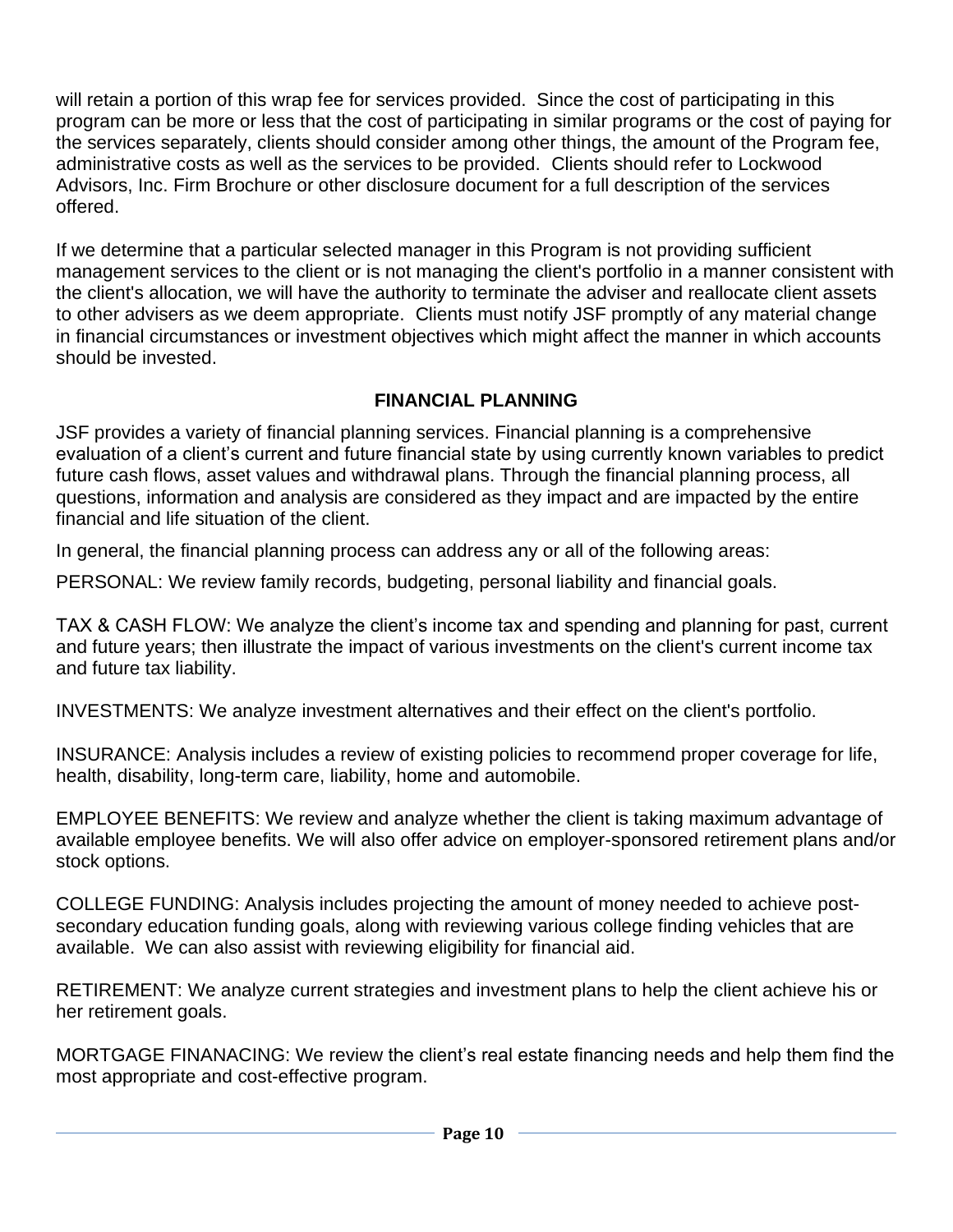will retain a portion of this wrap fee for services provided.  Since the cost of participating in this program can be more or less that the cost of participating in similar programs or the cost of paying for the services separately, clients should consider among other things, the amount of the Program fee, administrative costs as well as the services to be provided.  Clients should refer to Lockwood Advisors, Inc. Firm Brochure or other disclosure document for a full description of the services offered.

If we determine that a particular selected manager in this Program is not providing sufficient management services to the client or is not managing the client's portfolio in a manner consistent with the client's allocation, we will have the authority to terminate the adviser and reallocate client assets to other advisers as we deem appropriate.  Clients must notify JSF promptly of any material change in financial circumstances or investment objectives which might affect the manner in which accounts should be invested.

## FINANCIAL PLANNING

JSF provides a variety of financial planning services. Financial planning is a comprehensive evaluation of a client's current and future financial state by using currently known variables to predict future cash flows, asset values and withdrawal plans. Through the financial planning process, all questions, information and analysis are considered as they impact and are impacted by the entire financial and life situation of the client.

In general, the financial planning process can address any or all of the following areas:

PERSONAL: We review family records, budgeting, personal liability and financial goals.

TAX & CASH FLOW: We analyze the client's income tax and spending and planning for past, current and future years; then illustrate the impact of various investments on the client's current income tax and future tax liability.

INVESTMENTS: We analyze investment alternatives and their effect on the client's portfolio.

INSURANCE: Analysis includes a review of existing policies to recommend proper coverage for life, health, disability, long-term care, liability, home and automobile.

EMPLOYEE BENEFITS: We review and analyze whether the client is taking maximum advantage of available employee benefits. We will also offer advice on employer-sponsored retirement plans and/or stock options.

COLLEGE FUNDING: Analysis includes projecting the amount of money needed to achieve post-secondary education funding goals, along with reviewing various college finding vehicles that are available.  We can also assist with reviewing eligibility for financial aid.

RETIREMENT: We analyze current strategies and investment plans to help the client achieve his or her retirement goals.

MORTGAGE FINANACING: We review the client's real estate financing needs and help them find the most appropriate and cost-effective program.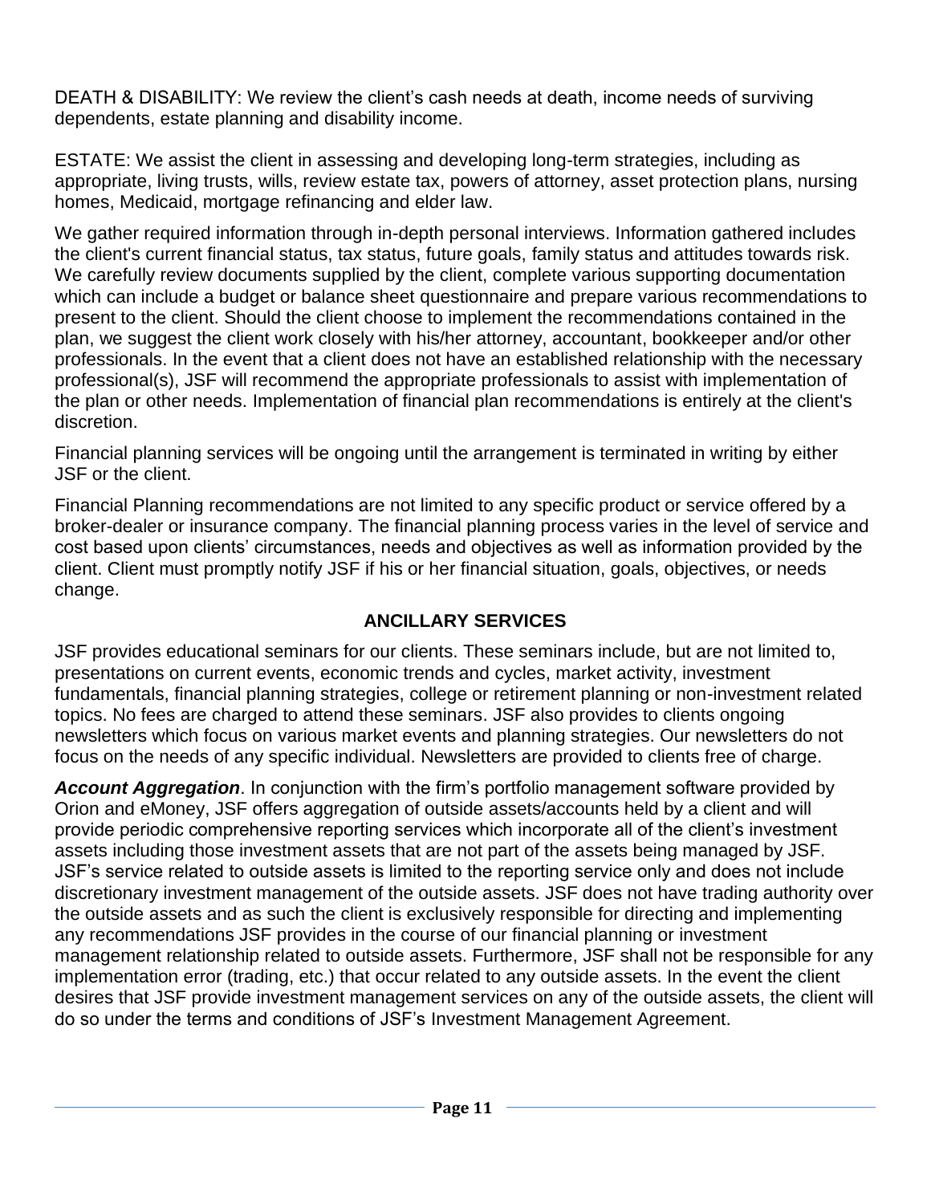DEATH & DISABILITY: We review the client's cash needs at death, income needs of surviving dependents, estate planning and disability income.

ESTATE: We assist the client in assessing and developing long-term strategies, including as appropriate, living trusts, wills, review estate tax, powers of attorney, asset protection plans, nursing homes, Medicaid, mortgage refinancing and elder law.

We gather required information through in-depth personal interviews. Information gathered includes the client's current financial status, tax status, future goals, family status and attitudes towards risk. We carefully review documents supplied by the client, complete various supporting documentation which can include a budget or balance sheet questionnaire and prepare various recommendations to present to the client. Should the client choose to implement the recommendations contained in the plan, we suggest the client work closely with his/her attorney, accountant, bookkeeper and/or other professionals. In the event that a client does not have an established relationship with the necessary professional(s), JSF will recommend the appropriate professionals to assist with implementation of the plan or other needs. Implementation of financial plan recommendations is entirely at the client's discretion.

Financial planning services will be ongoing until the arrangement is terminated in writing by either JSF or the client.

Financial Planning recommendations are not limited to any specific product or service offered by a broker-dealer or insurance company. The financial planning process varies in the level of service and cost based upon clients' circumstances, needs and objectives as well as information provided by the client. Client must promptly notify JSF if his or her financial situation, goals, objectives, or needs change.

## ANCILLARY SERVICES

JSF provides educational seminars for our clients. These seminars include, but are not limited to, presentations on current events, economic trends and cycles, market activity, investment fundamentals, financial planning strategies, college or retirement planning or non-investment related topics. No fees are charged to attend these seminars. JSF also provides to clients ongoing newsletters which focus on various market events and planning strategies. Our newsletters do not focus on the needs of any specific individual. Newsletters are provided to clients free of charge.

***Account Aggregation***. In conjunction with the firm's portfolio management software provided by Orion and eMoney, JSF offers aggregation of outside assets/accounts held by a client and will provide periodic comprehensive reporting services which incorporate all of the client's investment assets including those investment assets that are not part of the assets being managed by JSF. JSF's service related to outside assets is limited to the reporting service only and does not include discretionary investment management of the outside assets. JSF does not have trading authority over the outside assets and as such the client is exclusively responsible for directing and implementing any recommendations JSF provides in the course of our financial planning or investment management relationship related to outside assets. Furthermore, JSF shall not be responsible for any implementation error (trading, etc.) that occur related to any outside assets. In the event the client desires that JSF provide investment management services on any of the outside assets, the client will do so under the terms and conditions of JSF's Investment Management Agreement.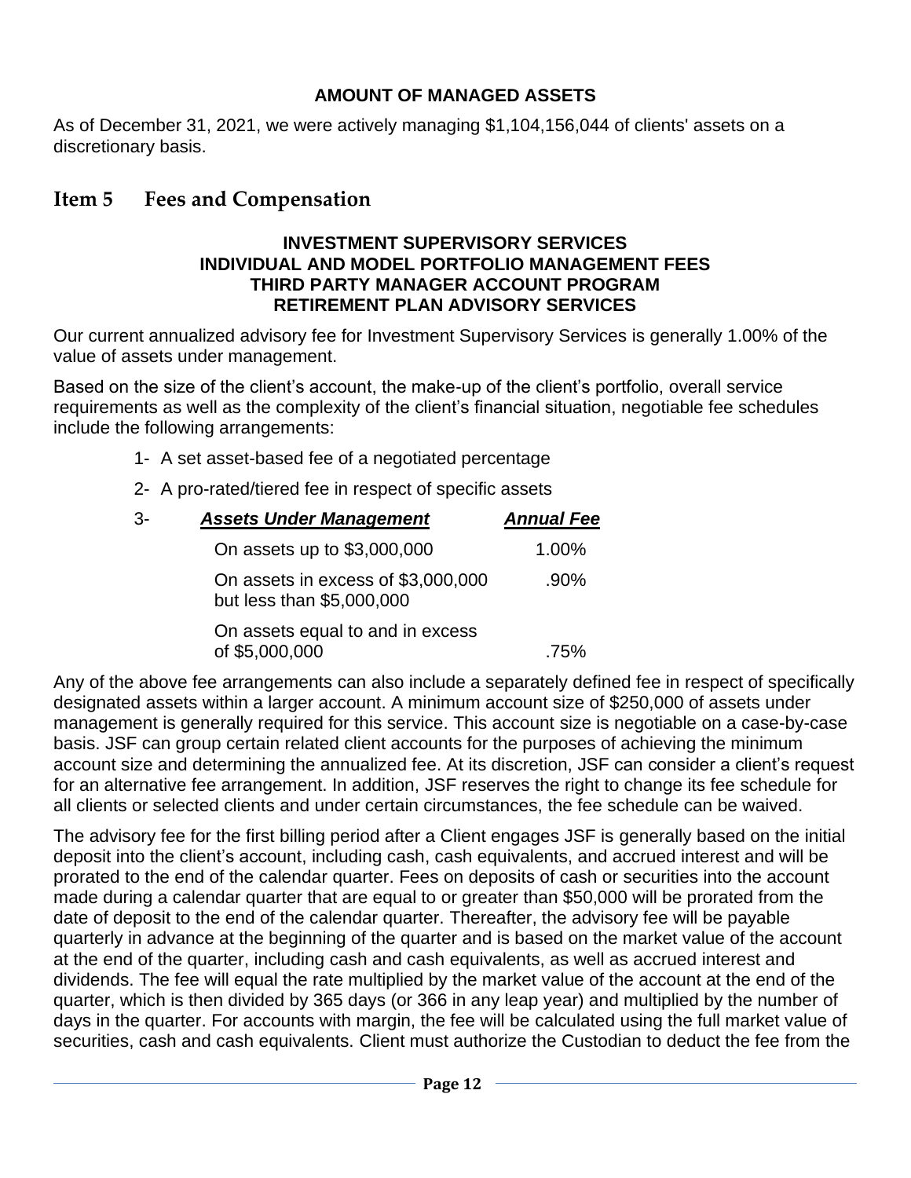**AMOUNT OF MANAGED ASSETS**

As of December 31, 2021, we were actively managing $1,104,156,044 of clients' assets on a discretionary basis.

## Item 5 Fees and Compensation

**INVESTMENT SUPERVISORY SERVICES**
**INDIVIDUAL AND MODEL PORTFOLIO MANAGEMENT FEES**
**THIRD PARTY MANAGER ACCOUNT PROGRAM**
**RETIREMENT PLAN ADVISORY SERVICES**

Our current annualized advisory fee for Investment Supervisory Services is generally 1.00% of the value of assets under management.

Based on the size of the client's account, the make-up of the client's portfolio, overall service requirements as well as the complexity of the client's financial situation, negotiable fee schedules include the following arrangements:

1- A set asset-based fee of a negotiated percentage

2- A pro-rated/tiered fee in respect of specific assets

3-

| ***Assets Under Management*** | ***Annual Fee*** |
|---|---|
| On assets up to $3,000,000 | 1.00% |
| On assets in excess of $3,000,000 but less than $5,000,000 | .90% |
| On assets equal to and in excess of $5,000,000 | .75% |

Any of the above fee arrangements can also include a separately defined fee in respect of specifically designated assets within a larger account. A minimum account size of $250,000 of assets under management is generally required for this service. This account size is negotiable on a case-by-case basis. JSF can group certain related client accounts for the purposes of achieving the minimum account size and determining the annualized fee. At its discretion, JSF can consider a client's request for an alternative fee arrangement. In addition, JSF reserves the right to change its fee schedule for all clients or selected clients and under certain circumstances, the fee schedule can be waived.

The advisory fee for the first billing period after a Client engages JSF is generally based on the initial deposit into the client's account, including cash, cash equivalents, and accrued interest and will be prorated to the end of the calendar quarter. Fees on deposits of cash or securities into the account made during a calendar quarter that are equal to or greater than $50,000 will be prorated from the date of deposit to the end of the calendar quarter. Thereafter, the advisory fee will be payable quarterly in advance at the beginning of the quarter and is based on the market value of the account at the end of the quarter, including cash and cash equivalents, as well as accrued interest and dividends. The fee will equal the rate multiplied by the market value of the account at the end of the quarter, which is then divided by 365 days (or 366 in any leap year) and multiplied by the number of days in the quarter. For accounts with margin, the fee will be calculated using the full market value of securities, cash and cash equivalents. Client must authorize the Custodian to deduct the fee from the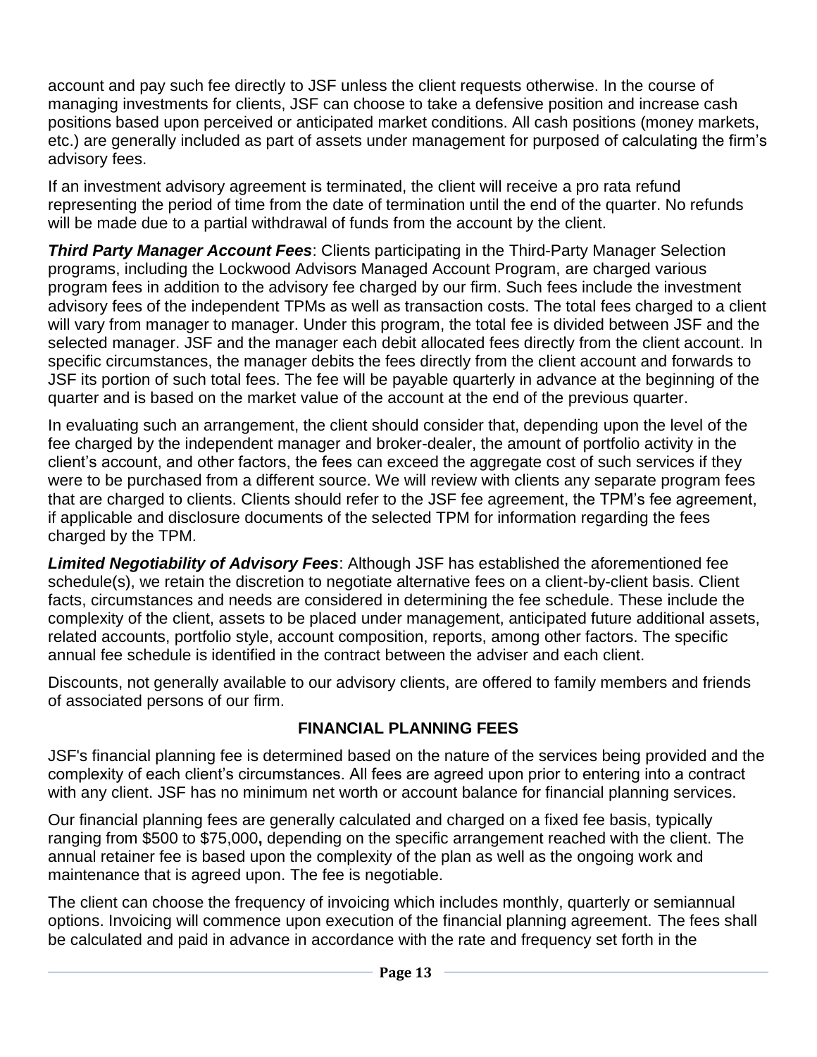account and pay such fee directly to JSF unless the client requests otherwise. In the course of managing investments for clients, JSF can choose to take a defensive position and increase cash positions based upon perceived or anticipated market conditions. All cash positions (money markets, etc.) are generally included as part of assets under management for purposed of calculating the firm's advisory fees.

If an investment advisory agreement is terminated, the client will receive a pro rata refund representing the period of time from the date of termination until the end of the quarter. No refunds will be made due to a partial withdrawal of funds from the account by the client.

***Third Party Manager Account Fees***: Clients participating in the Third-Party Manager Selection programs, including the Lockwood Advisors Managed Account Program, are charged various program fees in addition to the advisory fee charged by our firm. Such fees include the investment advisory fees of the independent TPMs as well as transaction costs. The total fees charged to a client will vary from manager to manager. Under this program, the total fee is divided between JSF and the selected manager. JSF and the manager each debit allocated fees directly from the client account. In specific circumstances, the manager debits the fees directly from the client account and forwards to JSF its portion of such total fees. The fee will be payable quarterly in advance at the beginning of the quarter and is based on the market value of the account at the end of the previous quarter.

In evaluating such an arrangement, the client should consider that, depending upon the level of the fee charged by the independent manager and broker-dealer, the amount of portfolio activity in the client's account, and other factors, the fees can exceed the aggregate cost of such services if they were to be purchased from a different source. We will review with clients any separate program fees that are charged to clients. Clients should refer to the JSF fee agreement, the TPM's fee agreement, if applicable and disclosure documents of the selected TPM for information regarding the fees charged by the TPM.

***Limited Negotiability of Advisory Fees***: Although JSF has established the aforementioned fee schedule(s), we retain the discretion to negotiate alternative fees on a client-by-client basis. Client facts, circumstances and needs are considered in determining the fee schedule. These include the complexity of the client, assets to be placed under management, anticipated future additional assets, related accounts, portfolio style, account composition, reports, among other factors. The specific annual fee schedule is identified in the contract between the adviser and each client.

Discounts, not generally available to our advisory clients, are offered to family members and friends of associated persons of our firm.

## FINANCIAL PLANNING FEES

JSF's financial planning fee is determined based on the nature of the services being provided and the complexity of each client's circumstances. All fees are agreed upon prior to entering into a contract with any client. JSF has no minimum net worth or account balance for financial planning services.

Our financial planning fees are generally calculated and charged on a fixed fee basis, typically ranging from $500 to $75,000**,** depending on the specific arrangement reached with the client. The annual retainer fee is based upon the complexity of the plan as well as the ongoing work and maintenance that is agreed upon. The fee is negotiable.

The client can choose the frequency of invoicing which includes monthly, quarterly or semiannual options. Invoicing will commence upon execution of the financial planning agreement. The fees shall be calculated and paid in advance in accordance with the rate and frequency set forth in the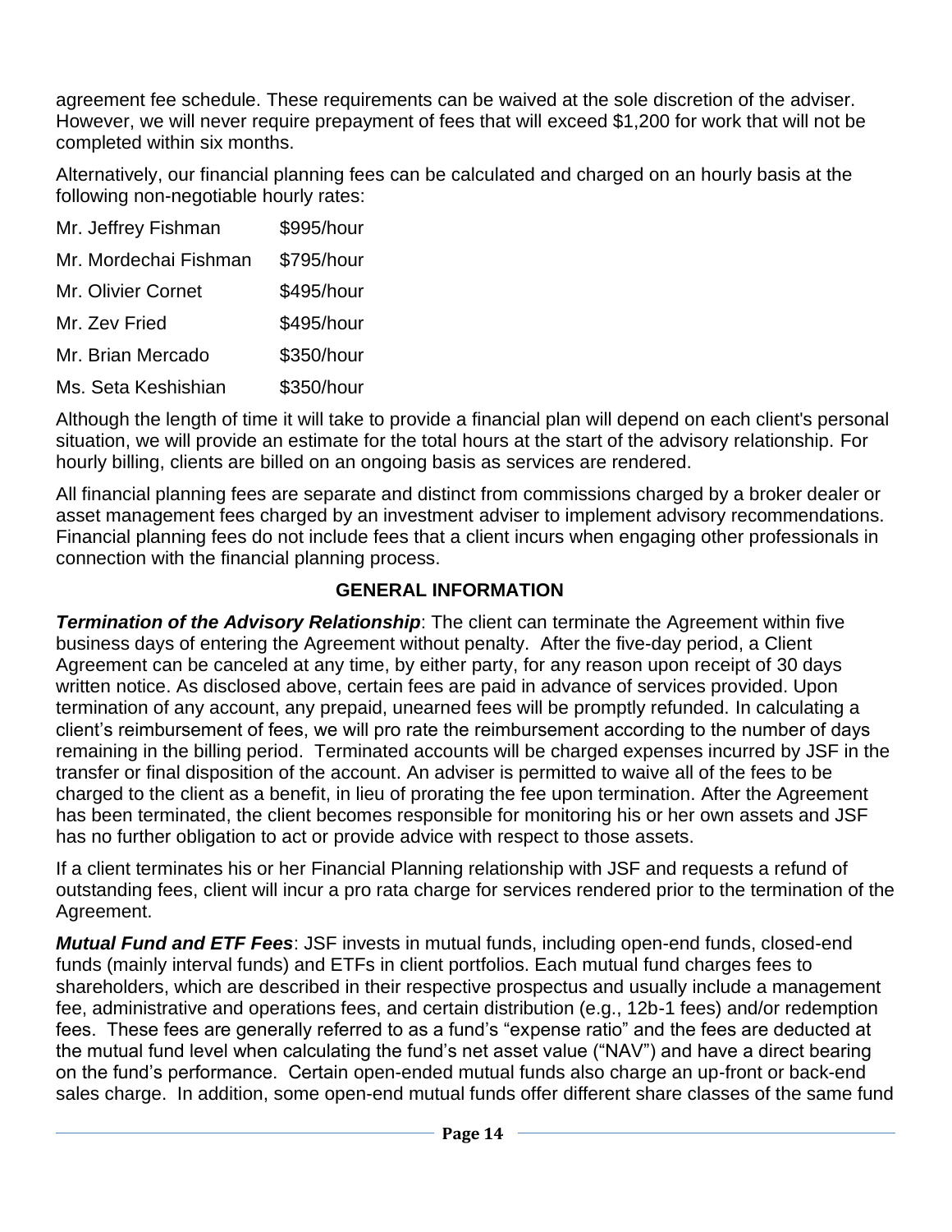agreement fee schedule. These requirements can be waived at the sole discretion of the adviser. However, we will never require prepayment of fees that will exceed $1,200 for work that will not be completed within six months.

Alternatively, our financial planning fees can be calculated and charged on an hourly basis at the following non-negotiable hourly rates:

| | |
|---|---|
| Mr. Jeffrey Fishman | $995/hour |
| Mr. Mordechai Fishman | $795/hour |
| Mr. Olivier Cornet | $495/hour |
| Mr. Zev Fried | $495/hour |
| Mr. Brian Mercado | $350/hour |
| Ms. Seta Keshishian | $350/hour |

Although the length of time it will take to provide a financial plan will depend on each client's personal situation, we will provide an estimate for the total hours at the start of the advisory relationship. For hourly billing, clients are billed on an ongoing basis as services are rendered.

All financial planning fees are separate and distinct from commissions charged by a broker dealer or asset management fees charged by an investment adviser to implement advisory recommendations. Financial planning fees do not include fees that a client incurs when engaging other professionals in connection with the financial planning process.

## GENERAL INFORMATION

***Termination of the Advisory Relationship***: The client can terminate the Agreement within five business days of entering the Agreement without penalty. After the five-day period, a Client Agreement can be canceled at any time, by either party, for any reason upon receipt of 30 days written notice. As disclosed above, certain fees are paid in advance of services provided. Upon termination of any account, any prepaid, unearned fees will be promptly refunded. In calculating a client's reimbursement of fees, we will pro rate the reimbursement according to the number of days remaining in the billing period. Terminated accounts will be charged expenses incurred by JSF in the transfer or final disposition of the account. An adviser is permitted to waive all of the fees to be charged to the client as a benefit, in lieu of prorating the fee upon termination. After the Agreement has been terminated, the client becomes responsible for monitoring his or her own assets and JSF has no further obligation to act or provide advice with respect to those assets.

If a client terminates his or her Financial Planning relationship with JSF and requests a refund of outstanding fees, client will incur a pro rata charge for services rendered prior to the termination of the Agreement.

***Mutual Fund and ETF Fees***: JSF invests in mutual funds, including open-end funds, closed-end funds (mainly interval funds) and ETFs in client portfolios. Each mutual fund charges fees to shareholders, which are described in their respective prospectus and usually include a management fee, administrative and operations fees, and certain distribution (e.g., 12b-1 fees) and/or redemption fees. These fees are generally referred to as a fund's "expense ratio" and the fees are deducted at the mutual fund level when calculating the fund's net asset value ("NAV") and have a direct bearing on the fund's performance. Certain open-ended mutual funds also charge an up-front or back-end sales charge. In addition, some open-end mutual funds offer different share classes of the same fund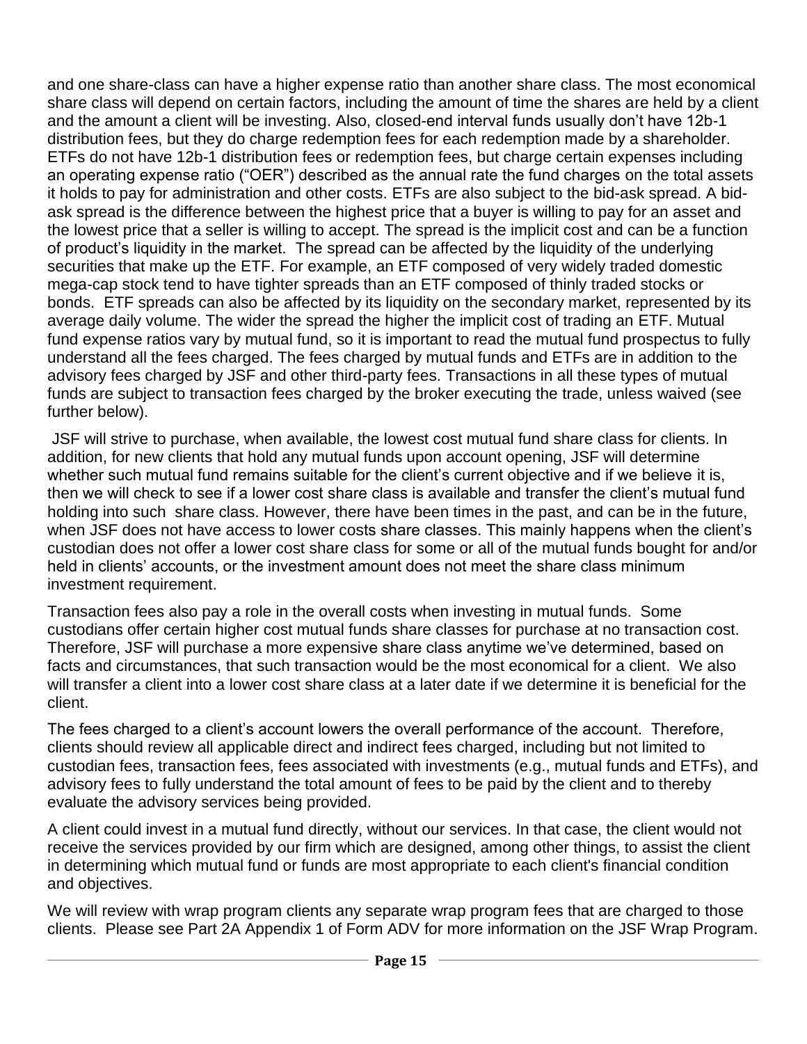and one share-class can have a higher expense ratio than another share class. The most economical share class will depend on certain factors, including the amount of time the shares are held by a client and the amount a client will be investing. Also, closed-end interval funds usually don't have 12b-1 distribution fees, but they do charge redemption fees for each redemption made by a shareholder. ETFs do not have 12b-1 distribution fees or redemption fees, but charge certain expenses including an operating expense ratio ("OER") described as the annual rate the fund charges on the total assets it holds to pay for administration and other costs. ETFs are also subject to the bid-ask spread. A bid-ask spread is the difference between the highest price that a buyer is willing to pay for an asset and the lowest price that a seller is willing to accept. The spread is the implicit cost and can be a function of product's liquidity in the market. The spread can be affected by the liquidity of the underlying securities that make up the ETF. For example, an ETF composed of very widely traded domestic mega-cap stock tend to have tighter spreads than an ETF composed of thinly traded stocks or bonds. ETF spreads can also be affected by its liquidity on the secondary market, represented by its average daily volume. The wider the spread the higher the implicit cost of trading an ETF. Mutual fund expense ratios vary by mutual fund, so it is important to read the mutual fund prospectus to fully understand all the fees charged. The fees charged by mutual funds and ETFs are in addition to the advisory fees charged by JSF and other third-party fees. Transactions in all these types of mutual funds are subject to transaction fees charged by the broker executing the trade, unless waived (see further below).

JSF will strive to purchase, when available, the lowest cost mutual fund share class for clients. In addition, for new clients that hold any mutual funds upon account opening, JSF will determine whether such mutual fund remains suitable for the client's current objective and if we believe it is, then we will check to see if a lower cost share class is available and transfer the client's mutual fund holding into such share class. However, there have been times in the past, and can be in the future, when JSF does not have access to lower costs share classes. This mainly happens when the client's custodian does not offer a lower cost share class for some or all of the mutual funds bought for and/or held in clients' accounts, or the investment amount does not meet the share class minimum investment requirement.

Transaction fees also pay a role in the overall costs when investing in mutual funds. Some custodians offer certain higher cost mutual funds share classes for purchase at no transaction cost. Therefore, JSF will purchase a more expensive share class anytime we've determined, based on facts and circumstances, that such transaction would be the most economical for a client. We also will transfer a client into a lower cost share class at a later date if we determine it is beneficial for the client.

The fees charged to a client's account lowers the overall performance of the account. Therefore, clients should review all applicable direct and indirect fees charged, including but not limited to custodian fees, transaction fees, fees associated with investments (e.g., mutual funds and ETFs), and advisory fees to fully understand the total amount of fees to be paid by the client and to thereby evaluate the advisory services being provided.

A client could invest in a mutual fund directly, without our services. In that case, the client would not receive the services provided by our firm which are designed, among other things, to assist the client in determining which mutual fund or funds are most appropriate to each client's financial condition and objectives.

We will review with wrap program clients any separate wrap program fees that are charged to those clients. Please see Part 2A Appendix 1 of Form ADV for more information on the JSF Wrap Program.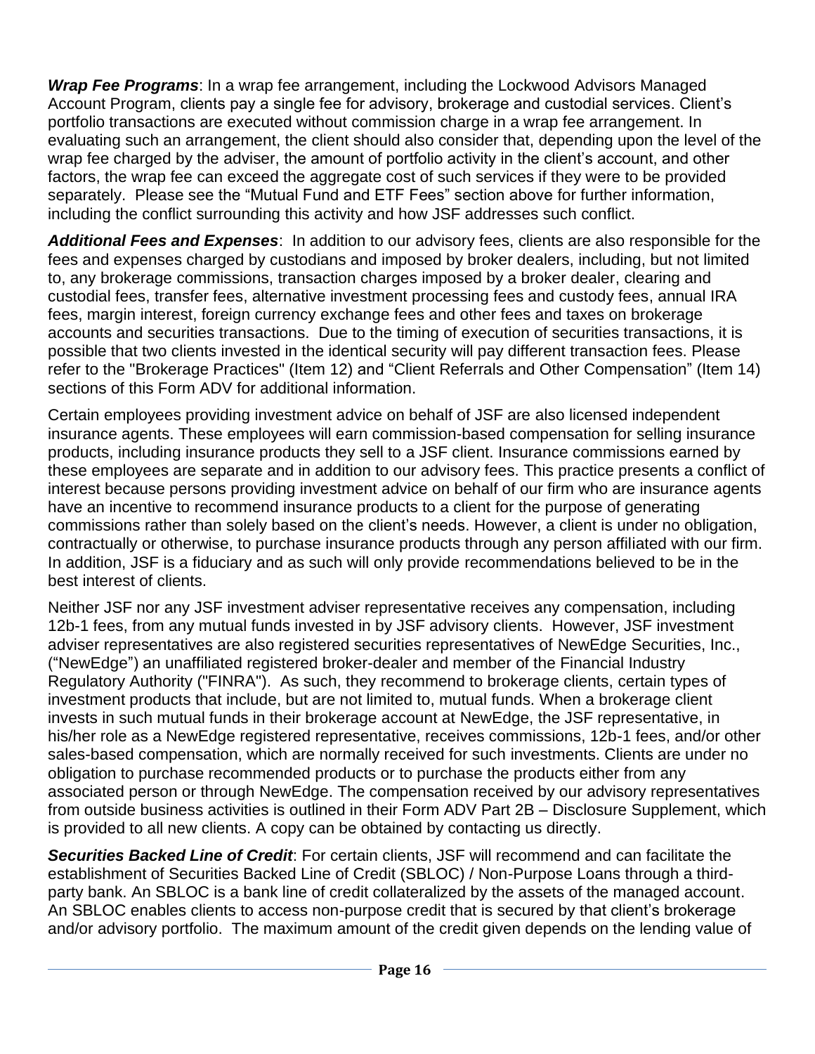***Wrap Fee Programs***: In a wrap fee arrangement, including the Lockwood Advisors Managed Account Program, clients pay a single fee for advisory, brokerage and custodial services. Client's portfolio transactions are executed without commission charge in a wrap fee arrangement. In evaluating such an arrangement, the client should also consider that, depending upon the level of the wrap fee charged by the adviser, the amount of portfolio activity in the client's account, and other factors, the wrap fee can exceed the aggregate cost of such services if they were to be provided separately. Please see the "Mutual Fund and ETF Fees" section above for further information, including the conflict surrounding this activity and how JSF addresses such conflict.

***Additional Fees and Expenses***: In addition to our advisory fees, clients are also responsible for the fees and expenses charged by custodians and imposed by broker dealers, including, but not limited to, any brokerage commissions, transaction charges imposed by a broker dealer, clearing and custodial fees, transfer fees, alternative investment processing fees and custody fees, annual IRA fees, margin interest, foreign currency exchange fees and other fees and taxes on brokerage accounts and securities transactions. Due to the timing of execution of securities transactions, it is possible that two clients invested in the identical security will pay different transaction fees. Please refer to the "Brokerage Practices" (Item 12) and "Client Referrals and Other Compensation" (Item 14) sections of this Form ADV for additional information.

Certain employees providing investment advice on behalf of JSF are also licensed independent insurance agents. These employees will earn commission-based compensation for selling insurance products, including insurance products they sell to a JSF client. Insurance commissions earned by these employees are separate and in addition to our advisory fees. This practice presents a conflict of interest because persons providing investment advice on behalf of our firm who are insurance agents have an incentive to recommend insurance products to a client for the purpose of generating commissions rather than solely based on the client's needs. However, a client is under no obligation, contractually or otherwise, to purchase insurance products through any person affiliated with our firm. In addition, JSF is a fiduciary and as such will only provide recommendations believed to be in the best interest of clients.

Neither JSF nor any JSF investment adviser representative receives any compensation, including 12b-1 fees, from any mutual funds invested in by JSF advisory clients. However, JSF investment adviser representatives are also registered securities representatives of NewEdge Securities, Inc., ("NewEdge") an unaffiliated registered broker-dealer and member of the Financial Industry Regulatory Authority ("FINRA"). As such, they recommend to brokerage clients, certain types of investment products that include, but are not limited to, mutual funds. When a brokerage client invests in such mutual funds in their brokerage account at NewEdge, the JSF representative, in his/her role as a NewEdge registered representative, receives commissions, 12b-1 fees, and/or other sales-based compensation, which are normally received for such investments. Clients are under no obligation to purchase recommended products or to purchase the products either from any associated person or through NewEdge. The compensation received by our advisory representatives from outside business activities is outlined in their Form ADV Part 2B – Disclosure Supplement, which is provided to all new clients. A copy can be obtained by contacting us directly.

***Securities Backed Line of Credit***: For certain clients, JSF will recommend and can facilitate the establishment of Securities Backed Line of Credit (SBLOC) / Non-Purpose Loans through a third-party bank. An SBLOC is a bank line of credit collateralized by the assets of the managed account. An SBLOC enables clients to access non-purpose credit that is secured by that client's brokerage and/or advisory portfolio. The maximum amount of the credit given depends on the lending value of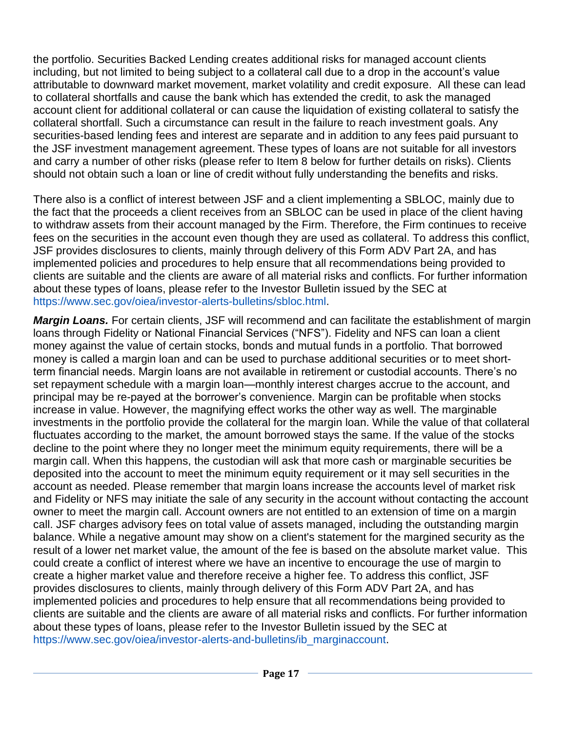the portfolio. Securities Backed Lending creates additional risks for managed account clients including, but not limited to being subject to a collateral call due to a drop in the account's value attributable to downward market movement, market volatility and credit exposure. All these can lead to collateral shortfalls and cause the bank which has extended the credit, to ask the managed account client for additional collateral or can cause the liquidation of existing collateral to satisfy the collateral shortfall. Such a circumstance can result in the failure to reach investment goals. Any securities-based lending fees and interest are separate and in addition to any fees paid pursuant to the JSF investment management agreement. These types of loans are not suitable for all investors and carry a number of other risks (please refer to Item 8 below for further details on risks). Clients should not obtain such a loan or line of credit without fully understanding the benefits and risks.

There also is a conflict of interest between JSF and a client implementing a SBLOC, mainly due to the fact that the proceeds a client receives from an SBLOC can be used in place of the client having to withdraw assets from their account managed by the Firm. Therefore, the Firm continues to receive fees on the securities in the account even though they are used as collateral. To address this conflict, JSF provides disclosures to clients, mainly through delivery of this Form ADV Part 2A, and has implemented policies and procedures to help ensure that all recommendations being provided to clients are suitable and the clients are aware of all material risks and conflicts. For further information about these types of loans, please refer to the Investor Bulletin issued by the SEC at https://www.sec.gov/oiea/investor-alerts-bulletins/sbloc.html.

***Margin Loans.*** For certain clients, JSF will recommend and can facilitate the establishment of margin loans through Fidelity or National Financial Services ("NFS"). Fidelity and NFS can loan a client money against the value of certain stocks, bonds and mutual funds in a portfolio. That borrowed money is called a margin loan and can be used to purchase additional securities or to meet short-term financial needs. Margin loans are not available in retirement or custodial accounts. There's no set repayment schedule with a margin loan—monthly interest charges accrue to the account, and principal may be re-payed at the borrower's convenience. Margin can be profitable when stocks increase in value. However, the magnifying effect works the other way as well. The marginable investments in the portfolio provide the collateral for the margin loan. While the value of that collateral fluctuates according to the market, the amount borrowed stays the same. If the value of the stocks decline to the point where they no longer meet the minimum equity requirements, there will be a margin call. When this happens, the custodian will ask that more cash or marginable securities be deposited into the account to meet the minimum equity requirement or it may sell securities in the account as needed. Please remember that margin loans increase the accounts level of market risk and Fidelity or NFS may initiate the sale of any security in the account without contacting the account owner to meet the margin call. Account owners are not entitled to an extension of time on a margin call. JSF charges advisory fees on total value of assets managed, including the outstanding margin balance. While a negative amount may show on a client's statement for the margined security as the result of a lower net market value, the amount of the fee is based on the absolute market value. This could create a conflict of interest where we have an incentive to encourage the use of margin to create a higher market value and therefore receive a higher fee. To address this conflict, JSF provides disclosures to clients, mainly through delivery of this Form ADV Part 2A, and has implemented policies and procedures to help ensure that all recommendations being provided to clients are suitable and the clients are aware of all material risks and conflicts. For further information about these types of loans, please refer to the Investor Bulletin issued by the SEC at https://www.sec.gov/oiea/investor-alerts-and-bulletins/ib_marginaccount.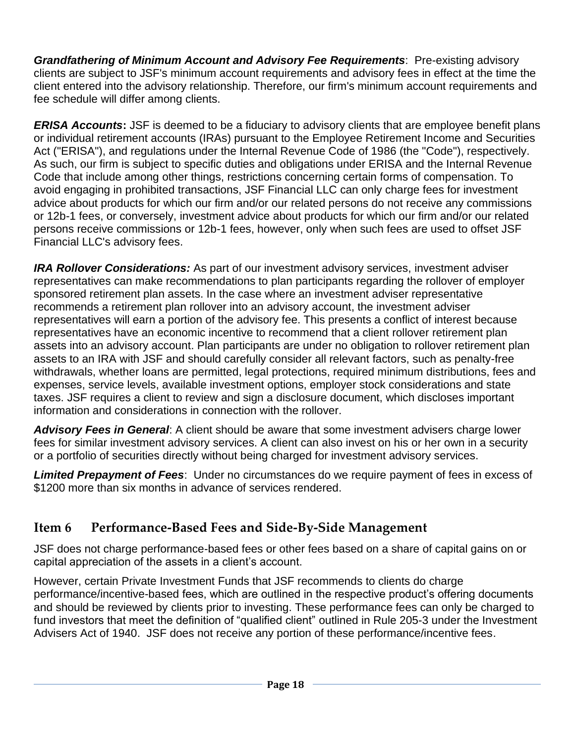***Grandfathering of Minimum Account and Advisory Fee Requirements***: Pre-existing advisory clients are subject to JSF's minimum account requirements and advisory fees in effect at the time the client entered into the advisory relationship. Therefore, our firm's minimum account requirements and fee schedule will differ among clients.

***ERISA Accounts*****:** JSF is deemed to be a fiduciary to advisory clients that are employee benefit plans or individual retirement accounts (IRAs) pursuant to the Employee Retirement Income and Securities Act ("ERISA"), and regulations under the Internal Revenue Code of 1986 (the "Code"), respectively. As such, our firm is subject to specific duties and obligations under ERISA and the Internal Revenue Code that include among other things, restrictions concerning certain forms of compensation. To avoid engaging in prohibited transactions, JSF Financial LLC can only charge fees for investment advice about products for which our firm and/or our related persons do not receive any commissions or 12b-1 fees, or conversely, investment advice about products for which our firm and/or our related persons receive commissions or 12b-1 fees, however, only when such fees are used to offset JSF Financial LLC's advisory fees.

***IRA Rollover Considerations:*** As part of our investment advisory services, investment adviser representatives can make recommendations to plan participants regarding the rollover of employer sponsored retirement plan assets. In the case where an investment adviser representative recommends a retirement plan rollover into an advisory account, the investment adviser representatives will earn a portion of the advisory fee. This presents a conflict of interest because representatives have an economic incentive to recommend that a client rollover retirement plan assets into an advisory account. Plan participants are under no obligation to rollover retirement plan assets to an IRA with JSF and should carefully consider all relevant factors, such as penalty-free withdrawals, whether loans are permitted, legal protections, required minimum distributions, fees and expenses, service levels, available investment options, employer stock considerations and state taxes. JSF requires a client to review and sign a disclosure document, which discloses important information and considerations in connection with the rollover.

***Advisory Fees in General***: A client should be aware that some investment advisers charge lower fees for similar investment advisory services. A client can also invest on his or her own in a security or a portfolio of securities directly without being charged for investment advisory services.

***Limited Prepayment of Fees***: Under no circumstances do we require payment of fees in excess of $1200 more than six months in advance of services rendered.

## Item 6 Performance-Based Fees and Side-By-Side Management

JSF does not charge performance-based fees or other fees based on a share of capital gains on or capital appreciation of the assets in a client's account.

However, certain Private Investment Funds that JSF recommends to clients do charge performance/incentive-based fees, which are outlined in the respective product's offering documents and should be reviewed by clients prior to investing. These performance fees can only be charged to fund investors that meet the definition of "qualified client" outlined in Rule 205-3 under the Investment Advisers Act of 1940. JSF does not receive any portion of these performance/incentive fees.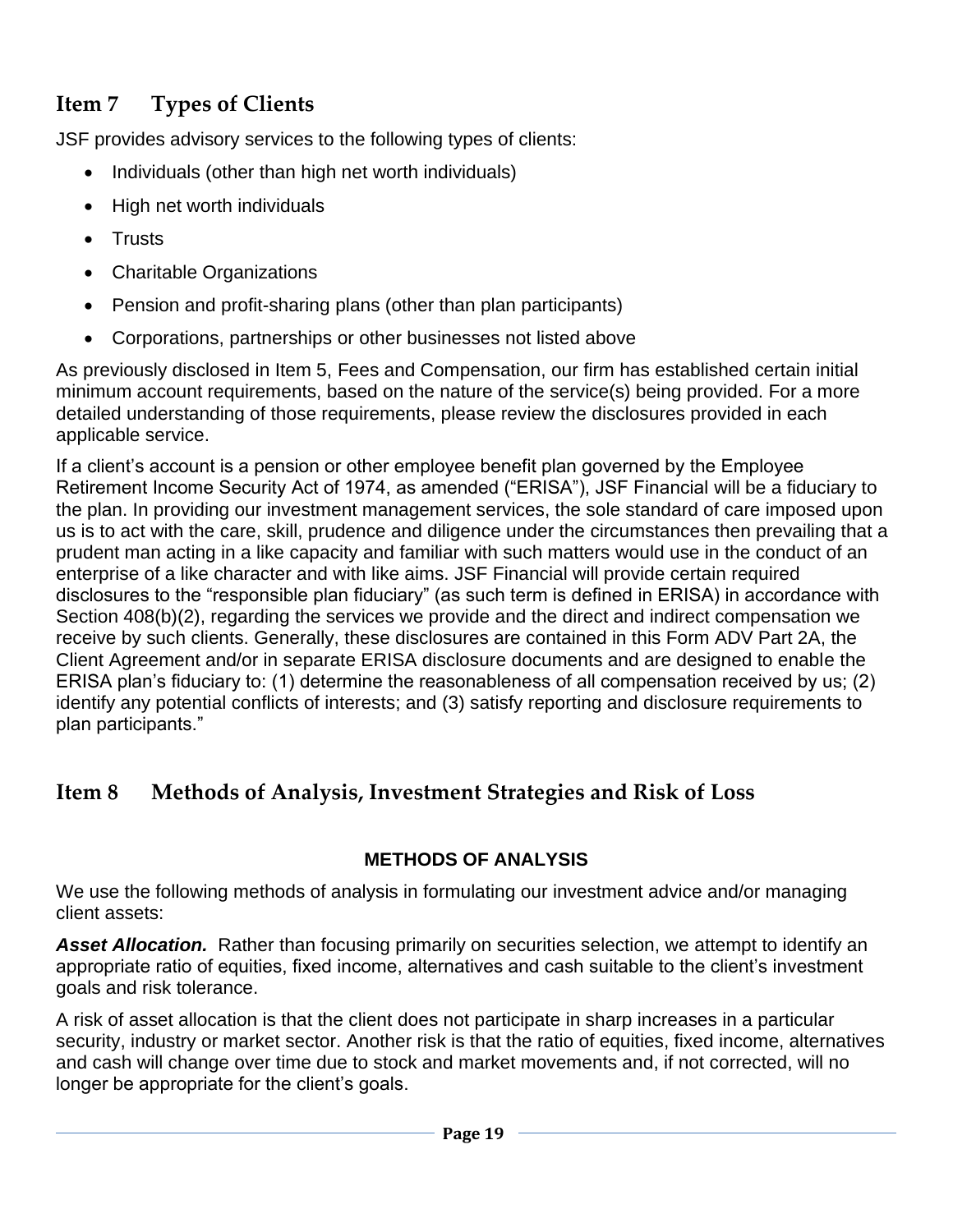## Item 7 Types of Clients

JSF provides advisory services to the following types of clients:

- Individuals (other than high net worth individuals)
- High net worth individuals
- Trusts
- Charitable Organizations
- Pension and profit-sharing plans (other than plan participants)
- Corporations, partnerships or other businesses not listed above

As previously disclosed in Item 5, Fees and Compensation, our firm has established certain initial minimum account requirements, based on the nature of the service(s) being provided. For a more detailed understanding of those requirements, please review the disclosures provided in each applicable service.

If a client's account is a pension or other employee benefit plan governed by the Employee Retirement Income Security Act of 1974, as amended ("ERISA"), JSF Financial will be a fiduciary to the plan. In providing our investment management services, the sole standard of care imposed upon us is to act with the care, skill, prudence and diligence under the circumstances then prevailing that a prudent man acting in a like capacity and familiar with such matters would use in the conduct of an enterprise of a like character and with like aims. JSF Financial will provide certain required disclosures to the "responsible plan fiduciary" (as such term is defined in ERISA) in accordance with Section 408(b)(2), regarding the services we provide and the direct and indirect compensation we receive by such clients. Generally, these disclosures are contained in this Form ADV Part 2A, the Client Agreement and/or in separate ERISA disclosure documents and are designed to enable the ERISA plan's fiduciary to: (1) determine the reasonableness of all compensation received by us; (2) identify any potential conflicts of interests; and (3) satisfy reporting and disclosure requirements to plan participants."

## Item 8 Methods of Analysis, Investment Strategies and Risk of Loss

### METHODS OF ANALYSIS

We use the following methods of analysis in formulating our investment advice and/or managing client assets:

***Asset Allocation.*** Rather than focusing primarily on securities selection, we attempt to identify an appropriate ratio of equities, fixed income, alternatives and cash suitable to the client's investment goals and risk tolerance.

A risk of asset allocation is that the client does not participate in sharp increases in a particular security, industry or market sector. Another risk is that the ratio of equities, fixed income, alternatives and cash will change over time due to stock and market movements and, if not corrected, will no longer be appropriate for the client's goals.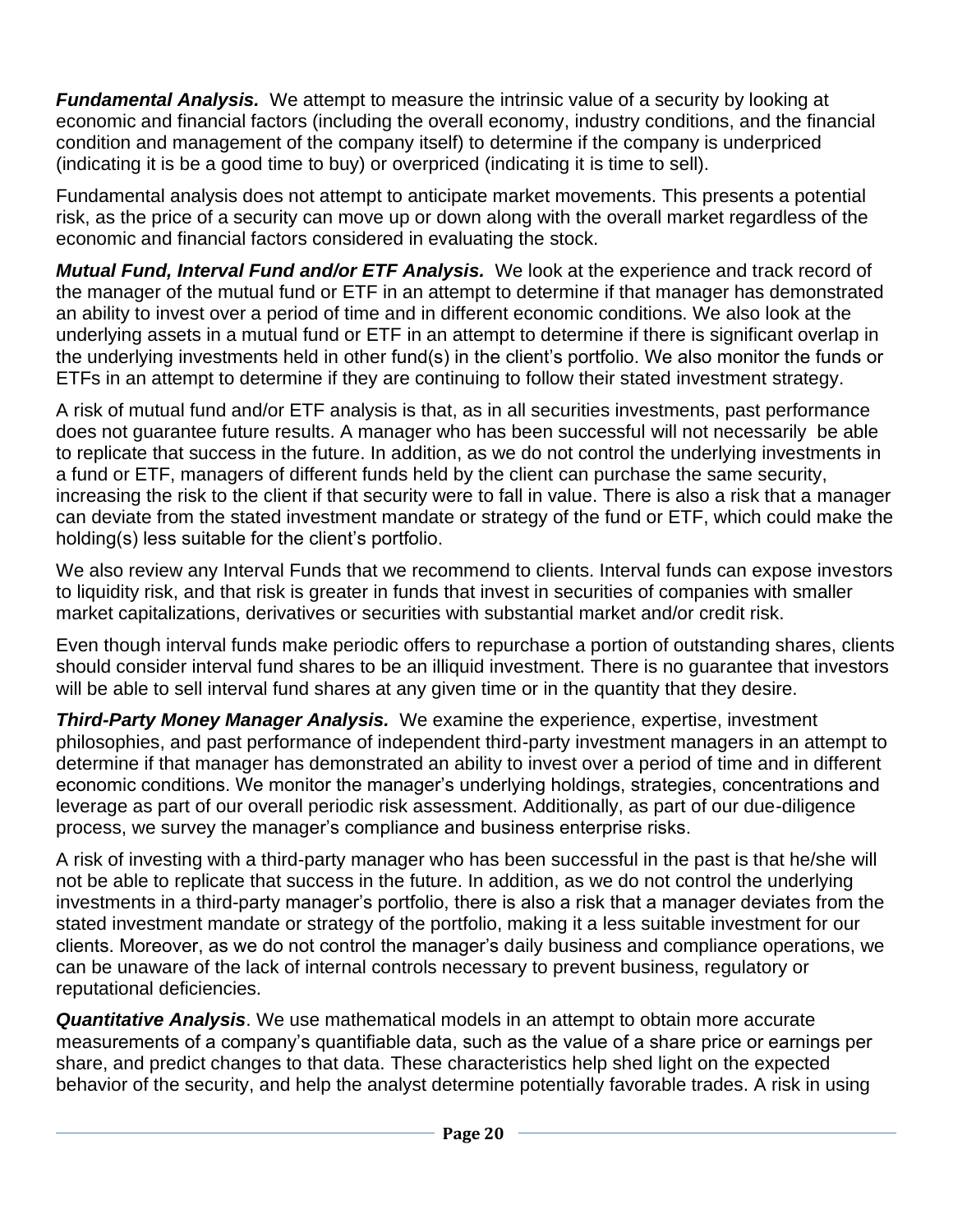***Fundamental Analysis.*** We attempt to measure the intrinsic value of a security by looking at economic and financial factors (including the overall economy, industry conditions, and the financial condition and management of the company itself) to determine if the company is underpriced (indicating it is be a good time to buy) or overpriced (indicating it is time to sell).

Fundamental analysis does not attempt to anticipate market movements. This presents a potential risk, as the price of a security can move up or down along with the overall market regardless of the economic and financial factors considered in evaluating the stock.

***Mutual Fund, Interval Fund and/or ETF Analysis.*** We look at the experience and track record of the manager of the mutual fund or ETF in an attempt to determine if that manager has demonstrated an ability to invest over a period of time and in different economic conditions. We also look at the underlying assets in a mutual fund or ETF in an attempt to determine if there is significant overlap in the underlying investments held in other fund(s) in the client's portfolio. We also monitor the funds or ETFs in an attempt to determine if they are continuing to follow their stated investment strategy.

A risk of mutual fund and/or ETF analysis is that, as in all securities investments, past performance does not guarantee future results. A manager who has been successful will not necessarily be able to replicate that success in the future. In addition, as we do not control the underlying investments in a fund or ETF, managers of different funds held by the client can purchase the same security, increasing the risk to the client if that security were to fall in value. There is also a risk that a manager can deviate from the stated investment mandate or strategy of the fund or ETF, which could make the holding(s) less suitable for the client's portfolio.

We also review any Interval Funds that we recommend to clients. Interval funds can expose investors to liquidity risk, and that risk is greater in funds that invest in securities of companies with smaller market capitalizations, derivatives or securities with substantial market and/or credit risk.

Even though interval funds make periodic offers to repurchase a portion of outstanding shares, clients should consider interval fund shares to be an illiquid investment. There is no guarantee that investors will be able to sell interval fund shares at any given time or in the quantity that they desire.

***Third-Party Money Manager Analysis.*** We examine the experience, expertise, investment philosophies, and past performance of independent third-party investment managers in an attempt to determine if that manager has demonstrated an ability to invest over a period of time and in different economic conditions. We monitor the manager's underlying holdings, strategies, concentrations and leverage as part of our overall periodic risk assessment. Additionally, as part of our due-diligence process, we survey the manager's compliance and business enterprise risks.

A risk of investing with a third-party manager who has been successful in the past is that he/she will not be able to replicate that success in the future. In addition, as we do not control the underlying investments in a third-party manager's portfolio, there is also a risk that a manager deviates from the stated investment mandate or strategy of the portfolio, making it a less suitable investment for our clients. Moreover, as we do not control the manager's daily business and compliance operations, we can be unaware of the lack of internal controls necessary to prevent business, regulatory or reputational deficiencies.

***Quantitative Analysis***. We use mathematical models in an attempt to obtain more accurate measurements of a company's quantifiable data, such as the value of a share price or earnings per share, and predict changes to that data. These characteristics help shed light on the expected behavior of the security, and help the analyst determine potentially favorable trades. A risk in using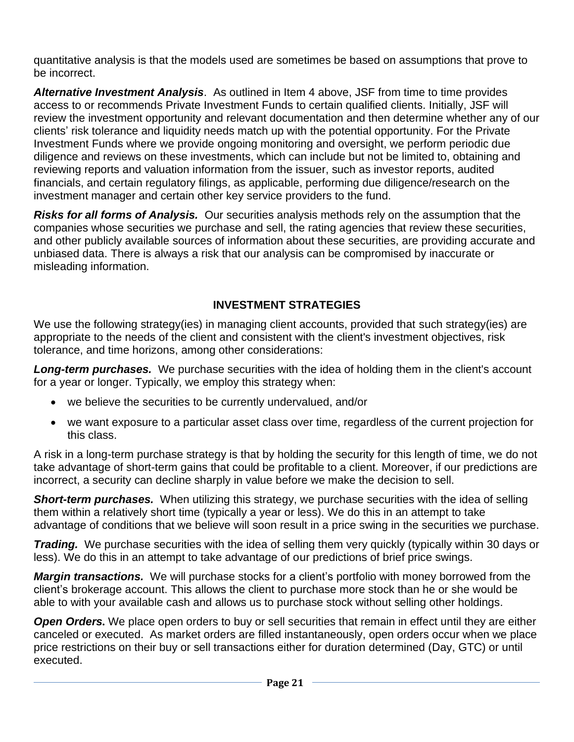quantitative analysis is that the models used are sometimes be based on assumptions that prove to be incorrect.

***Alternative Investment Analysis***. As outlined in Item 4 above, JSF from time to time provides access to or recommends Private Investment Funds to certain qualified clients. Initially, JSF will review the investment opportunity and relevant documentation and then determine whether any of our clients' risk tolerance and liquidity needs match up with the potential opportunity. For the Private Investment Funds where we provide ongoing monitoring and oversight, we perform periodic due diligence and reviews on these investments, which can include but not be limited to, obtaining and reviewing reports and valuation information from the issuer, such as investor reports, audited financials, and certain regulatory filings, as applicable, performing due diligence/research on the investment manager and certain other key service providers to the fund.

***Risks for all forms of Analysis.*** Our securities analysis methods rely on the assumption that the companies whose securities we purchase and sell, the rating agencies that review these securities, and other publicly available sources of information about these securities, are providing accurate and unbiased data. There is always a risk that our analysis can be compromised by inaccurate or misleading information.

## INVESTMENT STRATEGIES

We use the following strategy(ies) in managing client accounts, provided that such strategy(ies) are appropriate to the needs of the client and consistent with the client's investment objectives, risk tolerance, and time horizons, among other considerations:

***Long-term purchases.*** We purchase securities with the idea of holding them in the client's account for a year or longer. Typically, we employ this strategy when:

- we believe the securities to be currently undervalued, and/or
- we want exposure to a particular asset class over time, regardless of the current projection for this class.

A risk in a long-term purchase strategy is that by holding the security for this length of time, we do not take advantage of short-term gains that could be profitable to a client. Moreover, if our predictions are incorrect, a security can decline sharply in value before we make the decision to sell.

***Short-term purchases.*** When utilizing this strategy, we purchase securities with the idea of selling them within a relatively short time (typically a year or less). We do this in an attempt to take advantage of conditions that we believe will soon result in a price swing in the securities we purchase.

***Trading.*** We purchase securities with the idea of selling them very quickly (typically within 30 days or less). We do this in an attempt to take advantage of our predictions of brief price swings.

***Margin transactions.*** We will purchase stocks for a client's portfolio with money borrowed from the client's brokerage account. This allows the client to purchase more stock than he or she would be able to with your available cash and allows us to purchase stock without selling other holdings.

***Open Orders.*** We place open orders to buy or sell securities that remain in effect until they are either canceled or executed. As market orders are filled instantaneously, open orders occur when we place price restrictions on their buy or sell transactions either for duration determined (Day, GTC) or until executed.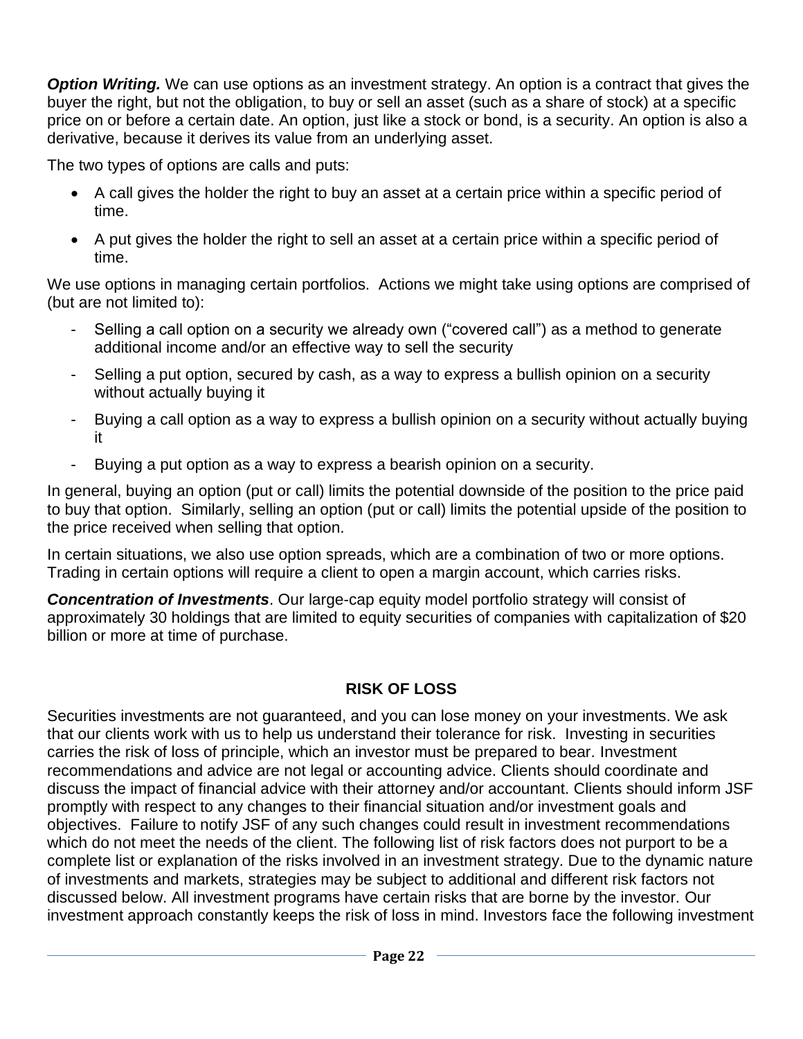***Option Writing.*** We can use options as an investment strategy. An option is a contract that gives the buyer the right, but not the obligation, to buy or sell an asset (such as a share of stock) at a specific price on or before a certain date. An option, just like a stock or bond, is a security. An option is also a derivative, because it derives its value from an underlying asset.

The two types of options are calls and puts:

- A call gives the holder the right to buy an asset at a certain price within a specific period of time.
- A put gives the holder the right to sell an asset at a certain price within a specific period of time.

We use options in managing certain portfolios. Actions we might take using options are comprised of (but are not limited to):

- Selling a call option on a security we already own ("covered call") as a method to generate additional income and/or an effective way to sell the security
- Selling a put option, secured by cash, as a way to express a bullish opinion on a security without actually buying it
- Buying a call option as a way to express a bullish opinion on a security without actually buying it
- Buying a put option as a way to express a bearish opinion on a security.

In general, buying an option (put or call) limits the potential downside of the position to the price paid to buy that option. Similarly, selling an option (put or call) limits the potential upside of the position to the price received when selling that option.

In certain situations, we also use option spreads, which are a combination of two or more options. Trading in certain options will require a client to open a margin account, which carries risks.

***Concentration of Investments***. Our large-cap equity model portfolio strategy will consist of approximately 30 holdings that are limited to equity securities of companies with capitalization of $20 billion or more at time of purchase.

## RISK OF LOSS

Securities investments are not guaranteed, and you can lose money on your investments. We ask that our clients work with us to help us understand their tolerance for risk. Investing in securities carries the risk of loss of principle, which an investor must be prepared to bear. Investment recommendations and advice are not legal or accounting advice. Clients should coordinate and discuss the impact of financial advice with their attorney and/or accountant. Clients should inform JSF promptly with respect to any changes to their financial situation and/or investment goals and objectives. Failure to notify JSF of any such changes could result in investment recommendations which do not meet the needs of the client. The following list of risk factors does not purport to be a complete list or explanation of the risks involved in an investment strategy. Due to the dynamic nature of investments and markets, strategies may be subject to additional and different risk factors not discussed below. All investment programs have certain risks that are borne by the investor. Our investment approach constantly keeps the risk of loss in mind. Investors face the following investment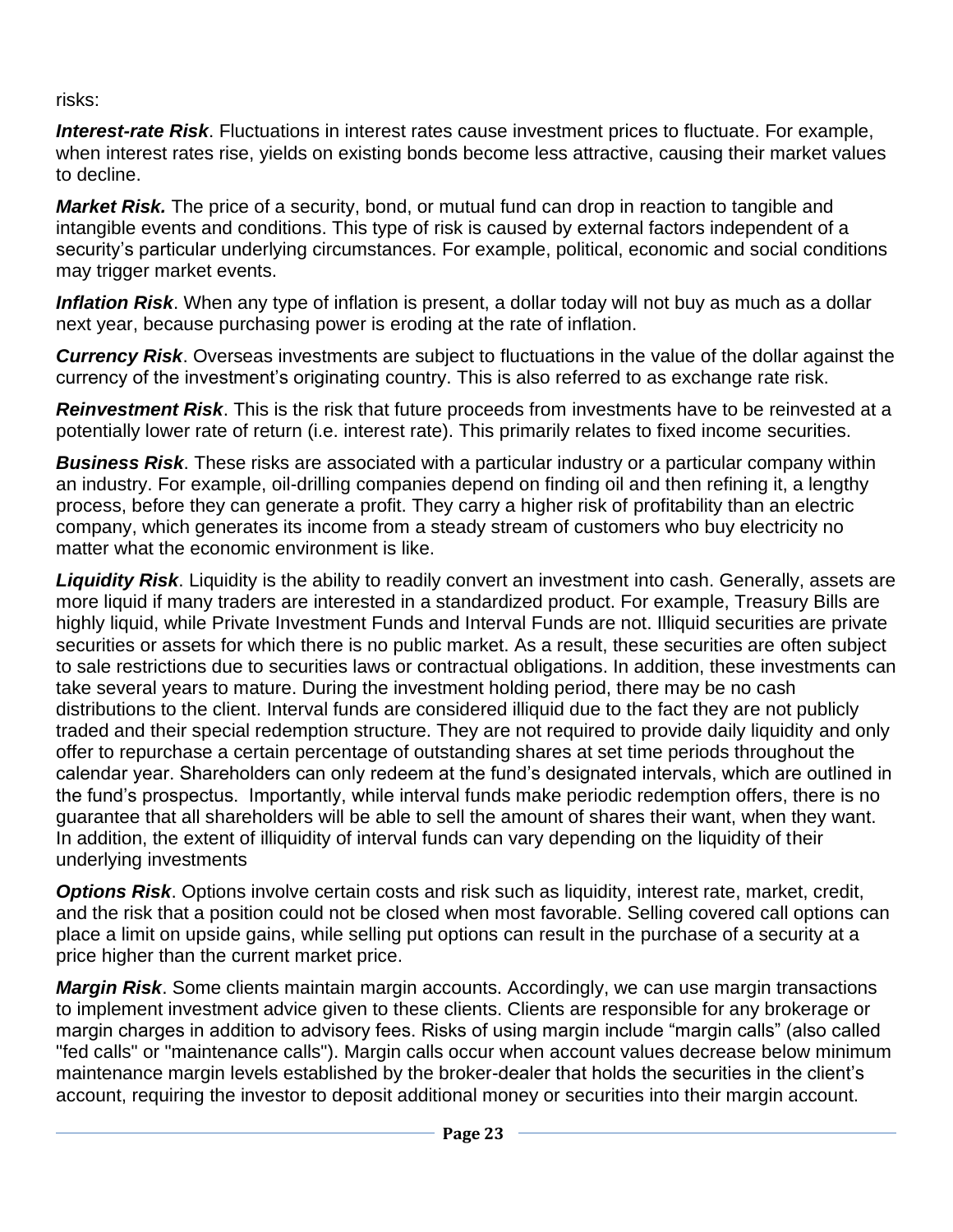risks:

***Interest-rate Risk***. Fluctuations in interest rates cause investment prices to fluctuate. For example, when interest rates rise, yields on existing bonds become less attractive, causing their market values to decline.

***Market Risk.*** The price of a security, bond, or mutual fund can drop in reaction to tangible and intangible events and conditions. This type of risk is caused by external factors independent of a security's particular underlying circumstances. For example, political, economic and social conditions may trigger market events.

***Inflation Risk***. When any type of inflation is present, a dollar today will not buy as much as a dollar next year, because purchasing power is eroding at the rate of inflation.

***Currency Risk***. Overseas investments are subject to fluctuations in the value of the dollar against the currency of the investment's originating country. This is also referred to as exchange rate risk.

***Reinvestment Risk***. This is the risk that future proceeds from investments have to be reinvested at a potentially lower rate of return (i.e. interest rate). This primarily relates to fixed income securities.

***Business Risk***. These risks are associated with a particular industry or a particular company within an industry. For example, oil-drilling companies depend on finding oil and then refining it, a lengthy process, before they can generate a profit. They carry a higher risk of profitability than an electric company, which generates its income from a steady stream of customers who buy electricity no matter what the economic environment is like.

***Liquidity Risk***. Liquidity is the ability to readily convert an investment into cash. Generally, assets are more liquid if many traders are interested in a standardized product. For example, Treasury Bills are highly liquid, while Private Investment Funds and Interval Funds are not. Illiquid securities are private securities or assets for which there is no public market. As a result, these securities are often subject to sale restrictions due to securities laws or contractual obligations. In addition, these investments can take several years to mature. During the investment holding period, there may be no cash distributions to the client. Interval funds are considered illiquid due to the fact they are not publicly traded and their special redemption structure. They are not required to provide daily liquidity and only offer to repurchase a certain percentage of outstanding shares at set time periods throughout the calendar year. Shareholders can only redeem at the fund's designated intervals, which are outlined in the fund's prospectus. Importantly, while interval funds make periodic redemption offers, there is no guarantee that all shareholders will be able to sell the amount of shares their want, when they want. In addition, the extent of illiquidity of interval funds can vary depending on the liquidity of their underlying investments

***Options Risk***. Options involve certain costs and risk such as liquidity, interest rate, market, credit, and the risk that a position could not be closed when most favorable. Selling covered call options can place a limit on upside gains, while selling put options can result in the purchase of a security at a price higher than the current market price.

***Margin Risk***. Some clients maintain margin accounts. Accordingly, we can use margin transactions to implement investment advice given to these clients. Clients are responsible for any brokerage or margin charges in addition to advisory fees. Risks of using margin include "margin calls" (also called "fed calls" or "maintenance calls"). Margin calls occur when account values decrease below minimum maintenance margin levels established by the broker-dealer that holds the securities in the client's account, requiring the investor to deposit additional money or securities into their margin account.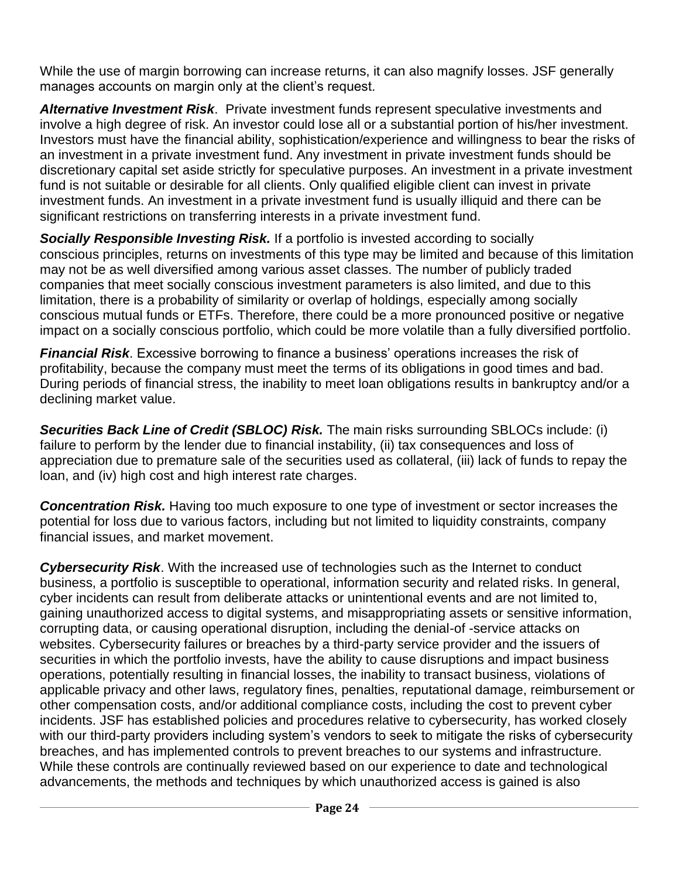While the use of margin borrowing can increase returns, it can also magnify losses. JSF generally manages accounts on margin only at the client's request.

***Alternative Investment Risk***. Private investment funds represent speculative investments and involve a high degree of risk. An investor could lose all or a substantial portion of his/her investment. Investors must have the financial ability, sophistication/experience and willingness to bear the risks of an investment in a private investment fund. Any investment in private investment funds should be discretionary capital set aside strictly for speculative purposes. An investment in a private investment fund is not suitable or desirable for all clients. Only qualified eligible client can invest in private investment funds. An investment in a private investment fund is usually illiquid and there can be significant restrictions on transferring interests in a private investment fund.

***Socially Responsible Investing Risk.*** If a portfolio is invested according to socially conscious principles, returns on investments of this type may be limited and because of this limitation may not be as well diversified among various asset classes. The number of publicly traded companies that meet socially conscious investment parameters is also limited, and due to this limitation, there is a probability of similarity or overlap of holdings, especially among socially conscious mutual funds or ETFs. Therefore, there could be a more pronounced positive or negative impact on a socially conscious portfolio, which could be more volatile than a fully diversified portfolio.

***Financial Risk***. Excessive borrowing to finance a business' operations increases the risk of profitability, because the company must meet the terms of its obligations in good times and bad. During periods of financial stress, the inability to meet loan obligations results in bankruptcy and/or a declining market value.

***Securities Back Line of Credit (SBLOC) Risk.*** The main risks surrounding SBLOCs include: (i) failure to perform by the lender due to financial instability, (ii) tax consequences and loss of appreciation due to premature sale of the securities used as collateral, (iii) lack of funds to repay the loan, and (iv) high cost and high interest rate charges.

***Concentration Risk.*** Having too much exposure to one type of investment or sector increases the potential for loss due to various factors, including but not limited to liquidity constraints, company financial issues, and market movement.

***Cybersecurity Risk***. With the increased use of technologies such as the Internet to conduct business, a portfolio is susceptible to operational, information security and related risks. In general, cyber incidents can result from deliberate attacks or unintentional events and are not limited to, gaining unauthorized access to digital systems, and misappropriating assets or sensitive information, corrupting data, or causing operational disruption, including the denial-of -service attacks on websites. Cybersecurity failures or breaches by a third-party service provider and the issuers of securities in which the portfolio invests, have the ability to cause disruptions and impact business operations, potentially resulting in financial losses, the inability to transact business, violations of applicable privacy and other laws, regulatory fines, penalties, reputational damage, reimbursement or other compensation costs, and/or additional compliance costs, including the cost to prevent cyber incidents. JSF has established policies and procedures relative to cybersecurity, has worked closely with our third-party providers including system's vendors to seek to mitigate the risks of cybersecurity breaches, and has implemented controls to prevent breaches to our systems and infrastructure. While these controls are continually reviewed based on our experience to date and technological advancements, the methods and techniques by which unauthorized access is gained is also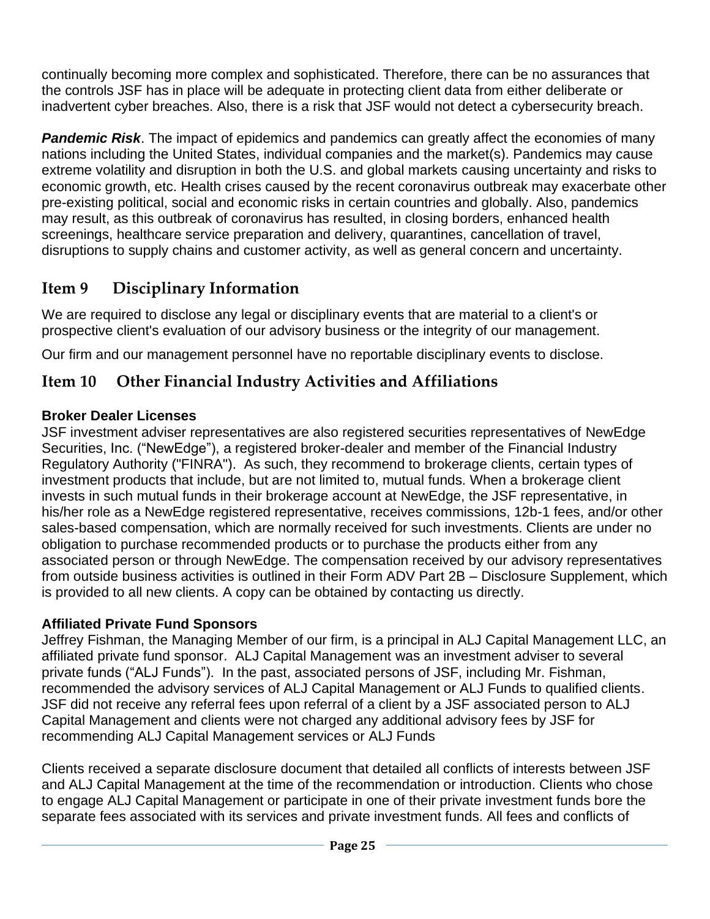continually becoming more complex and sophisticated. Therefore, there can be no assurances that the controls JSF has in place will be adequate in protecting client data from either deliberate or inadvertent cyber breaches. Also, there is a risk that JSF would not detect a cybersecurity breach.

***Pandemic Risk***. The impact of epidemics and pandemics can greatly affect the economies of many nations including the United States, individual companies and the market(s). Pandemics may cause extreme volatility and disruption in both the U.S. and global markets causing uncertainty and risks to economic growth, etc. Health crises caused by the recent coronavirus outbreak may exacerbate other pre-existing political, social and economic risks in certain countries and globally. Also, pandemics may result, as this outbreak of coronavirus has resulted, in closing borders, enhanced health screenings, healthcare service preparation and delivery, quarantines, cancellation of travel, disruptions to supply chains and customer activity, as well as general concern and uncertainty.

## Item 9 Disciplinary Information

We are required to disclose any legal or disciplinary events that are material to a client's or prospective client's evaluation of our advisory business or the integrity of our management.

Our firm and our management personnel have no reportable disciplinary events to disclose.

## Item 10 Other Financial Industry Activities and Affiliations

**Broker Dealer Licenses**

JSF investment adviser representatives are also registered securities representatives of NewEdge Securities, Inc. ("NewEdge"), a registered broker-dealer and member of the Financial Industry Regulatory Authority ("FINRA"). As such, they recommend to brokerage clients, certain types of investment products that include, but are not limited to, mutual funds. When a brokerage client invests in such mutual funds in their brokerage account at NewEdge, the JSF representative, in his/her role as a NewEdge registered representative, receives commissions, 12b-1 fees, and/or other sales-based compensation, which are normally received for such investments. Clients are under no obligation to purchase recommended products or to purchase the products either from any associated person or through NewEdge. The compensation received by our advisory representatives from outside business activities is outlined in their Form ADV Part 2B – Disclosure Supplement, which is provided to all new clients. A copy can be obtained by contacting us directly.

**Affiliated Private Fund Sponsors**

Jeffrey Fishman, the Managing Member of our firm, is a principal in ALJ Capital Management LLC, an affiliated private fund sponsor. ALJ Capital Management was an investment adviser to several private funds ("ALJ Funds"). In the past, associated persons of JSF, including Mr. Fishman, recommended the advisory services of ALJ Capital Management or ALJ Funds to qualified clients. JSF did not receive any referral fees upon referral of a client by a JSF associated person to ALJ Capital Management and clients were not charged any additional advisory fees by JSF for recommending ALJ Capital Management services or ALJ Funds

Clients received a separate disclosure document that detailed all conflicts of interests between JSF and ALJ Capital Management at the time of the recommendation or introduction. Clients who chose to engage ALJ Capital Management or participate in one of their private investment funds bore the separate fees associated with its services and private investment funds. All fees and conflicts of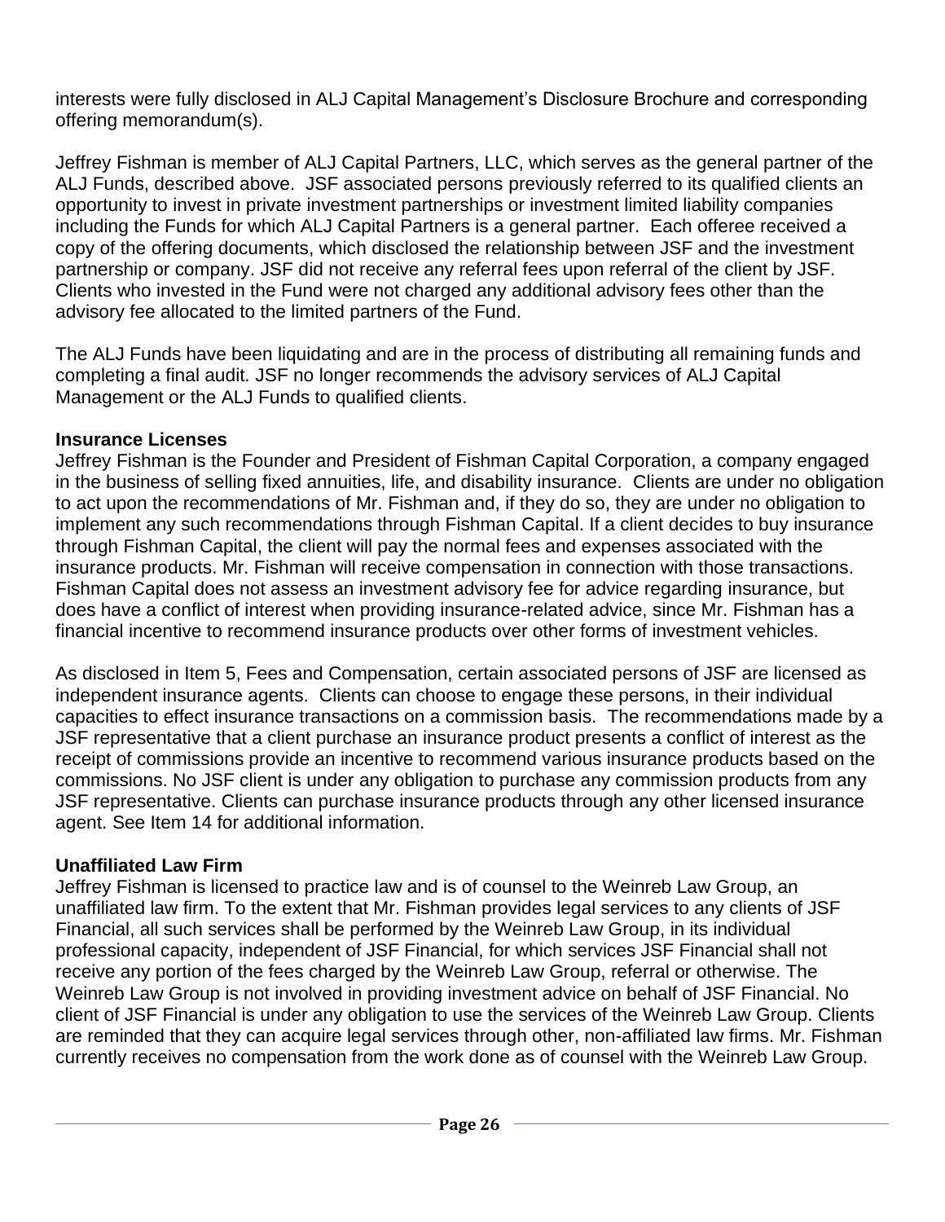interests were fully disclosed in ALJ Capital Management's Disclosure Brochure and corresponding offering memorandum(s).

Jeffrey Fishman is member of ALJ Capital Partners, LLC, which serves as the general partner of the ALJ Funds, described above. JSF associated persons previously referred to its qualified clients an opportunity to invest in private investment partnerships or investment limited liability companies including the Funds for which ALJ Capital Partners is a general partner. Each offeree received a copy of the offering documents, which disclosed the relationship between JSF and the investment partnership or company. JSF did not receive any referral fees upon referral of the client by JSF. Clients who invested in the Fund were not charged any additional advisory fees other than the advisory fee allocated to the limited partners of the Fund.

The ALJ Funds have been liquidating and are in the process of distributing all remaining funds and completing a final audit. JSF no longer recommends the advisory services of ALJ Capital Management or the ALJ Funds to qualified clients.

**Insurance Licenses**

Jeffrey Fishman is the Founder and President of Fishman Capital Corporation, a company engaged in the business of selling fixed annuities, life, and disability insurance. Clients are under no obligation to act upon the recommendations of Mr. Fishman and, if they do so, they are under no obligation to implement any such recommendations through Fishman Capital. If a client decides to buy insurance through Fishman Capital, the client will pay the normal fees and expenses associated with the insurance products. Mr. Fishman will receive compensation in connection with those transactions. Fishman Capital does not assess an investment advisory fee for advice regarding insurance, but does have a conflict of interest when providing insurance-related advice, since Mr. Fishman has a financial incentive to recommend insurance products over other forms of investment vehicles.

As disclosed in Item 5, Fees and Compensation, certain associated persons of JSF are licensed as independent insurance agents. Clients can choose to engage these persons, in their individual capacities to effect insurance transactions on a commission basis. The recommendations made by a JSF representative that a client purchase an insurance product presents a conflict of interest as the receipt of commissions provide an incentive to recommend various insurance products based on the commissions. No JSF client is under any obligation to purchase any commission products from any JSF representative. Clients can purchase insurance products through any other licensed insurance agent. See Item 14 for additional information.

**Unaffiliated Law Firm**

Jeffrey Fishman is licensed to practice law and is of counsel to the Weinreb Law Group, an unaffiliated law firm. To the extent that Mr. Fishman provides legal services to any clients of JSF Financial, all such services shall be performed by the Weinreb Law Group, in its individual professional capacity, independent of JSF Financial, for which services JSF Financial shall not receive any portion of the fees charged by the Weinreb Law Group, referral or otherwise. The Weinreb Law Group is not involved in providing investment advice on behalf of JSF Financial. No client of JSF Financial is under any obligation to use the services of the Weinreb Law Group. Clients are reminded that they can acquire legal services through other, non-affiliated law firms. Mr. Fishman currently receives no compensation from the work done as of counsel with the Weinreb Law Group.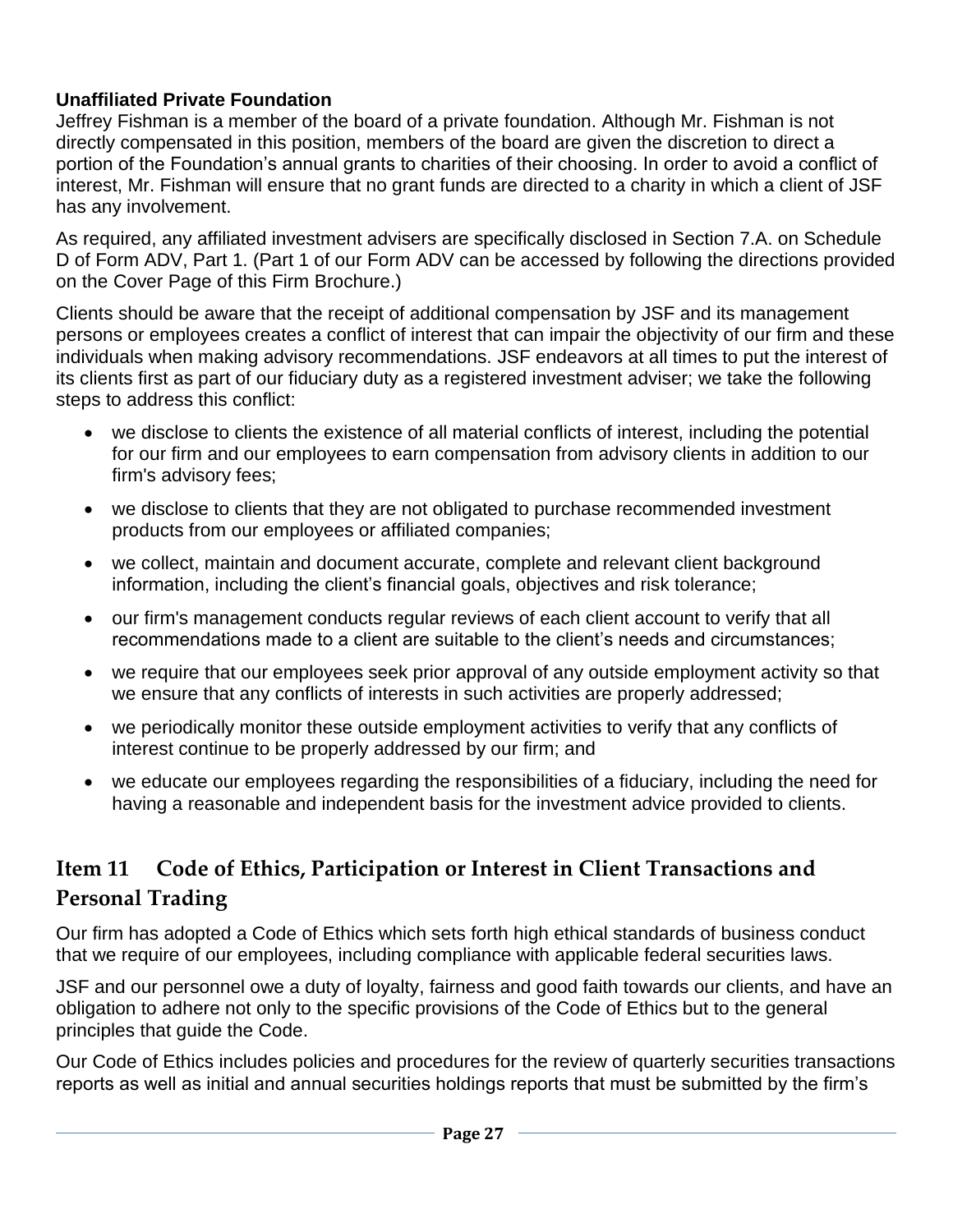**Unaffiliated Private Foundation**

Jeffrey Fishman is a member of the board of a private foundation. Although Mr. Fishman is not directly compensated in this position, members of the board are given the discretion to direct a portion of the Foundation's annual grants to charities of their choosing. In order to avoid a conflict of interest, Mr. Fishman will ensure that no grant funds are directed to a charity in which a client of JSF has any involvement.

As required, any affiliated investment advisers are specifically disclosed in Section 7.A. on Schedule D of Form ADV, Part 1. (Part 1 of our Form ADV can be accessed by following the directions provided on the Cover Page of this Firm Brochure.)

Clients should be aware that the receipt of additional compensation by JSF and its management persons or employees creates a conflict of interest that can impair the objectivity of our firm and these individuals when making advisory recommendations. JSF endeavors at all times to put the interest of its clients first as part of our fiduciary duty as a registered investment adviser; we take the following steps to address this conflict:

- we disclose to clients the existence of all material conflicts of interest, including the potential for our firm and our employees to earn compensation from advisory clients in addition to our firm's advisory fees;
- we disclose to clients that they are not obligated to purchase recommended investment products from our employees or affiliated companies;
- we collect, maintain and document accurate, complete and relevant client background information, including the client's financial goals, objectives and risk tolerance;
- our firm's management conducts regular reviews of each client account to verify that all recommendations made to a client are suitable to the client's needs and circumstances;
- we require that our employees seek prior approval of any outside employment activity so that we ensure that any conflicts of interests in such activities are properly addressed;
- we periodically monitor these outside employment activities to verify that any conflicts of interest continue to be properly addressed by our firm; and
- we educate our employees regarding the responsibilities of a fiduciary, including the need for having a reasonable and independent basis for the investment advice provided to clients.

## Item 11 Code of Ethics, Participation or Interest in Client Transactions and Personal Trading

Our firm has adopted a Code of Ethics which sets forth high ethical standards of business conduct that we require of our employees, including compliance with applicable federal securities laws.

JSF and our personnel owe a duty of loyalty, fairness and good faith towards our clients, and have an obligation to adhere not only to the specific provisions of the Code of Ethics but to the general principles that guide the Code.

Our Code of Ethics includes policies and procedures for the review of quarterly securities transactions reports as well as initial and annual securities holdings reports that must be submitted by the firm's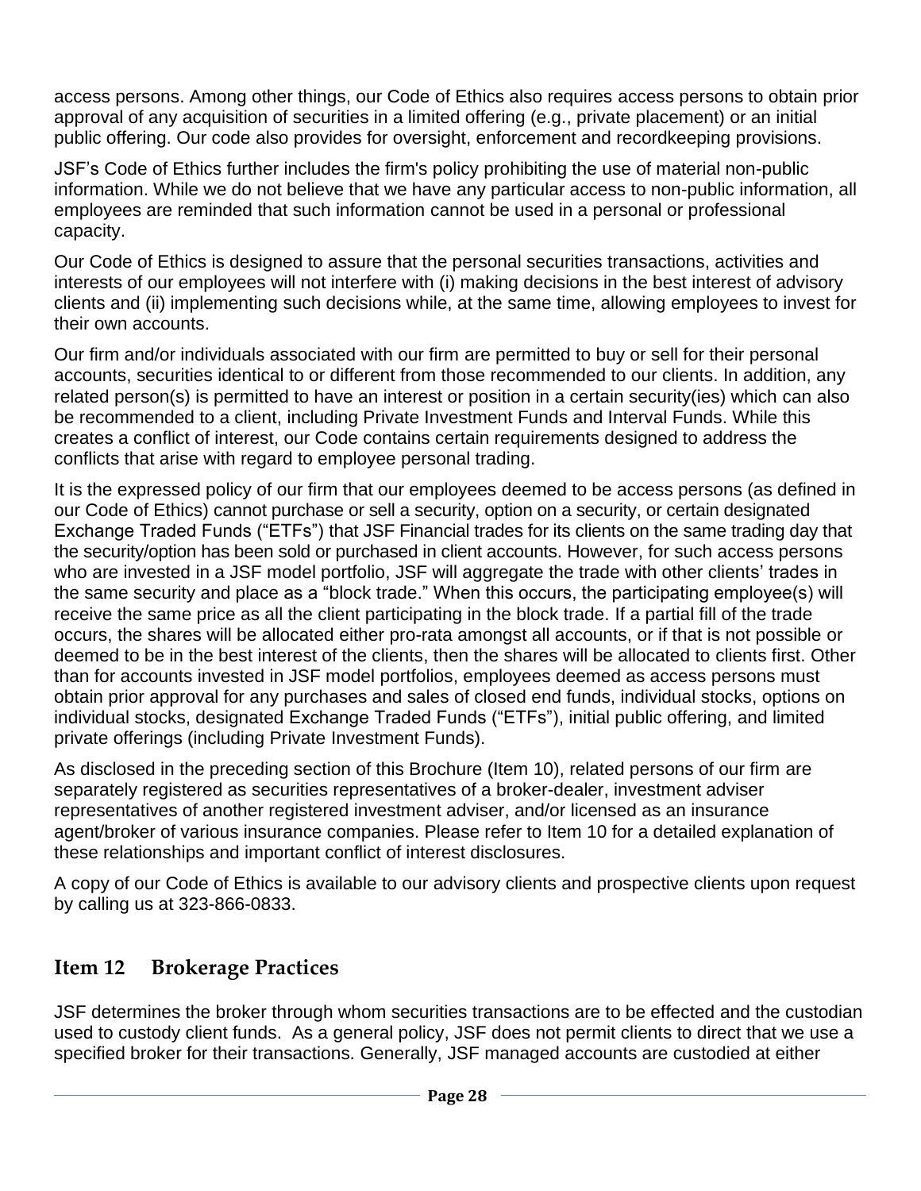access persons. Among other things, our Code of Ethics also requires access persons to obtain prior approval of any acquisition of securities in a limited offering (e.g., private placement) or an initial public offering. Our code also provides for oversight, enforcement and recordkeeping provisions.

JSF's Code of Ethics further includes the firm's policy prohibiting the use of material non-public information. While we do not believe that we have any particular access to non-public information, all employees are reminded that such information cannot be used in a personal or professional capacity.

Our Code of Ethics is designed to assure that the personal securities transactions, activities and interests of our employees will not interfere with (i) making decisions in the best interest of advisory clients and (ii) implementing such decisions while, at the same time, allowing employees to invest for their own accounts.

Our firm and/or individuals associated with our firm are permitted to buy or sell for their personal accounts, securities identical to or different from those recommended to our clients. In addition, any related person(s) is permitted to have an interest or position in a certain security(ies) which can also be recommended to a client, including Private Investment Funds and Interval Funds. While this creates a conflict of interest, our Code contains certain requirements designed to address the conflicts that arise with regard to employee personal trading.

It is the expressed policy of our firm that our employees deemed to be access persons (as defined in our Code of Ethics) cannot purchase or sell a security, option on a security, or certain designated Exchange Traded Funds ("ETFs") that JSF Financial trades for its clients on the same trading day that the security/option has been sold or purchased in client accounts. However, for such access persons who are invested in a JSF model portfolio, JSF will aggregate the trade with other clients' trades in the same security and place as a "block trade." When this occurs, the participating employee(s) will receive the same price as all the client participating in the block trade. If a partial fill of the trade occurs, the shares will be allocated either pro-rata amongst all accounts, or if that is not possible or deemed to be in the best interest of the clients, then the shares will be allocated to clients first. Other than for accounts invested in JSF model portfolios, employees deemed as access persons must obtain prior approval for any purchases and sales of closed end funds, individual stocks, options on individual stocks, designated Exchange Traded Funds ("ETFs"), initial public offering, and limited private offerings (including Private Investment Funds).

As disclosed in the preceding section of this Brochure (Item 10), related persons of our firm are separately registered as securities representatives of a broker-dealer, investment adviser representatives of another registered investment adviser, and/or licensed as an insurance agent/broker of various insurance companies. Please refer to Item 10 for a detailed explanation of these relationships and important conflict of interest disclosures.

A copy of our Code of Ethics is available to our advisory clients and prospective clients upon request by calling us at 323-866-0833.

## Item 12 Brokerage Practices

JSF determines the broker through whom securities transactions are to be effected and the custodian used to custody client funds. As a general policy, JSF does not permit clients to direct that we use a specified broker for their transactions. Generally, JSF managed accounts are custodied at either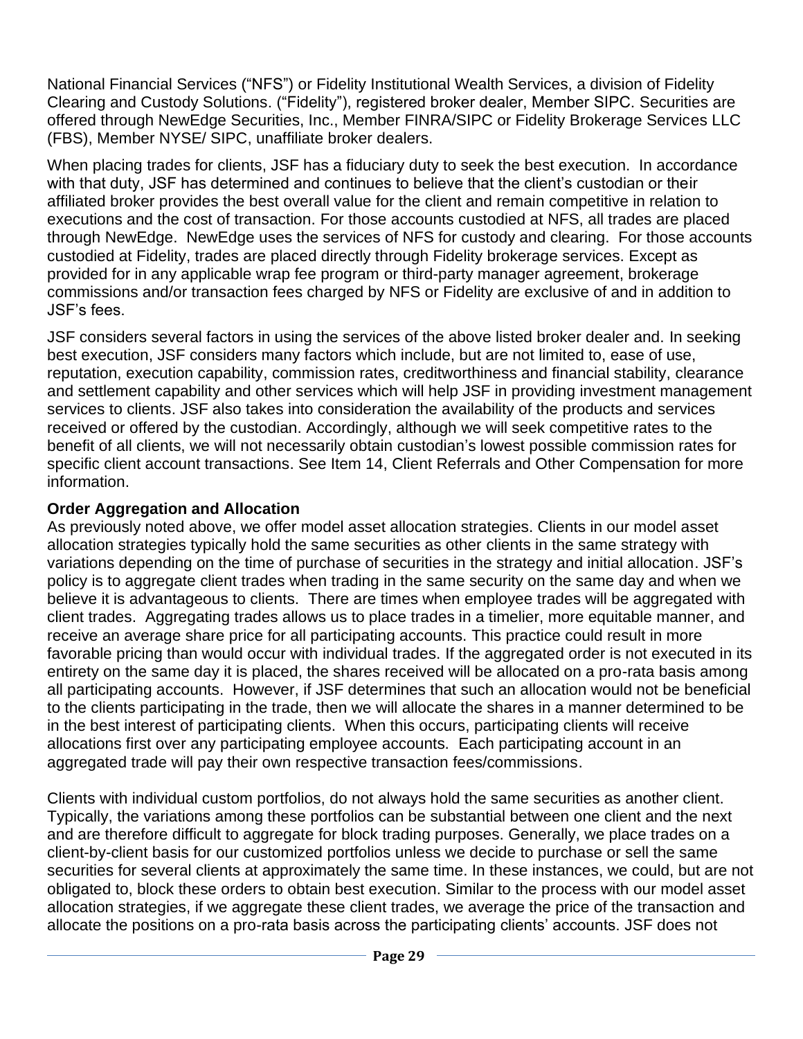National Financial Services (“NFS”) or Fidelity Institutional Wealth Services, a division of Fidelity Clearing and Custody Solutions. (“Fidelity”), registered broker dealer, Member SIPC. Securities are offered through NewEdge Securities, Inc., Member FINRA/SIPC or Fidelity Brokerage Services LLC (FBS), Member NYSE/ SIPC, unaffiliate broker dealers.

When placing trades for clients, JSF has a fiduciary duty to seek the best execution. In accordance with that duty, JSF has determined and continues to believe that the client’s custodian or their affiliated broker provides the best overall value for the client and remain competitive in relation to executions and the cost of transaction. For those accounts custodied at NFS, all trades are placed through NewEdge. NewEdge uses the services of NFS for custody and clearing. For those accounts custodied at Fidelity, trades are placed directly through Fidelity brokerage services. Except as provided for in any applicable wrap fee program or third-party manager agreement, brokerage commissions and/or transaction fees charged by NFS or Fidelity are exclusive of and in addition to JSF’s fees.

JSF considers several factors in using the services of the above listed broker dealer and. In seeking best execution, JSF considers many factors which include, but are not limited to, ease of use, reputation, execution capability, commission rates, creditworthiness and financial stability, clearance and settlement capability and other services which will help JSF in providing investment management services to clients. JSF also takes into consideration the availability of the products and services received or offered by the custodian. Accordingly, although we will seek competitive rates to the benefit of all clients, we will not necessarily obtain custodian’s lowest possible commission rates for specific client account transactions. See Item 14, Client Referrals and Other Compensation for more information.

**Order Aggregation and Allocation**

As previously noted above, we offer model asset allocation strategies. Clients in our model asset allocation strategies typically hold the same securities as other clients in the same strategy with variations depending on the time of purchase of securities in the strategy and initial allocation. JSF’s policy is to aggregate client trades when trading in the same security on the same day and when we believe it is advantageous to clients. There are times when employee trades will be aggregated with client trades. Aggregating trades allows us to place trades in a timelier, more equitable manner, and receive an average share price for all participating accounts. This practice could result in more favorable pricing than would occur with individual trades. If the aggregated order is not executed in its entirety on the same day it is placed, the shares received will be allocated on a pro-rata basis among all participating accounts. However, if JSF determines that such an allocation would not be beneficial to the clients participating in the trade, then we will allocate the shares in a manner determined to be in the best interest of participating clients. When this occurs, participating clients will receive allocations first over any participating employee accounts. Each participating account in an aggregated trade will pay their own respective transaction fees/commissions.

Clients with individual custom portfolios, do not always hold the same securities as another client. Typically, the variations among these portfolios can be substantial between one client and the next and are therefore difficult to aggregate for block trading purposes. Generally, we place trades on a client-by-client basis for our customized portfolios unless we decide to purchase or sell the same securities for several clients at approximately the same time. In these instances, we could, but are not obligated to, block these orders to obtain best execution. Similar to the process with our model asset allocation strategies, if we aggregate these client trades, we average the price of the transaction and allocate the positions on a pro-rata basis across the participating clients’ accounts. JSF does not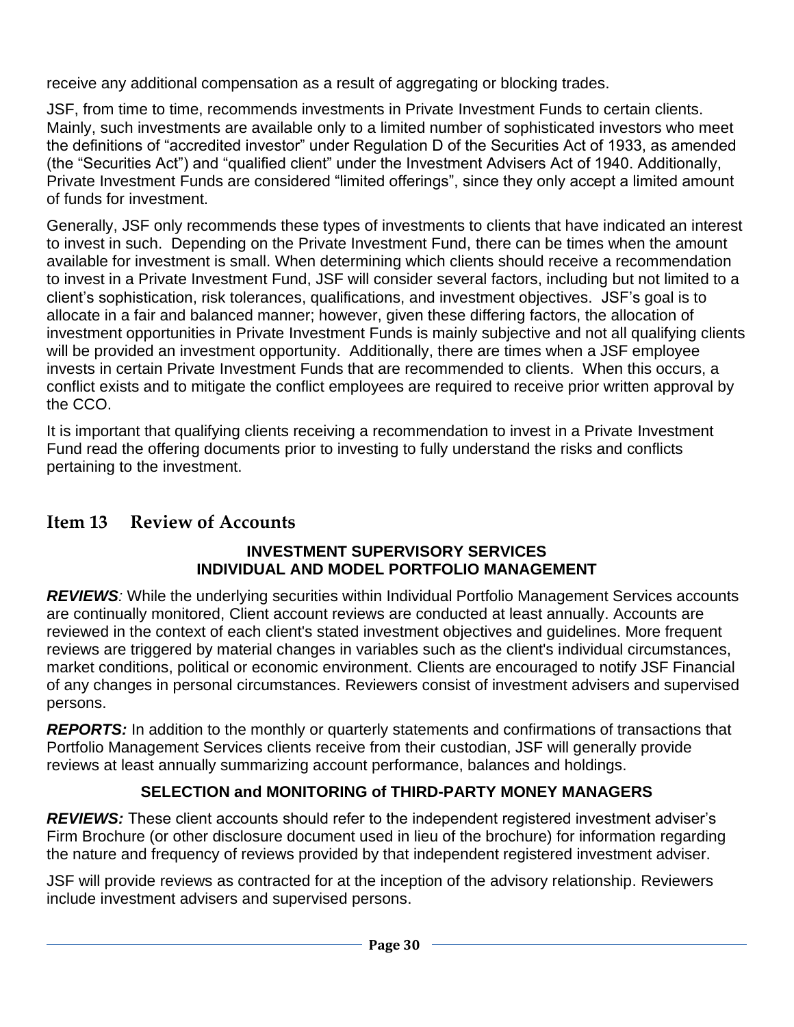receive any additional compensation as a result of aggregating or blocking trades.

JSF, from time to time, recommends investments in Private Investment Funds to certain clients. Mainly, such investments are available only to a limited number of sophisticated investors who meet the definitions of "accredited investor" under Regulation D of the Securities Act of 1933, as amended (the "Securities Act") and "qualified client" under the Investment Advisers Act of 1940. Additionally, Private Investment Funds are considered "limited offerings", since they only accept a limited amount of funds for investment.

Generally, JSF only recommends these types of investments to clients that have indicated an interest to invest in such. Depending on the Private Investment Fund, there can be times when the amount available for investment is small. When determining which clients should receive a recommendation to invest in a Private Investment Fund, JSF will consider several factors, including but not limited to a client's sophistication, risk tolerances, qualifications, and investment objectives. JSF's goal is to allocate in a fair and balanced manner; however, given these differing factors, the allocation of investment opportunities in Private Investment Funds is mainly subjective and not all qualifying clients will be provided an investment opportunity. Additionally, there are times when a JSF employee invests in certain Private Investment Funds that are recommended to clients. When this occurs, a conflict exists and to mitigate the conflict employees are required to receive prior written approval by the CCO.

It is important that qualifying clients receiving a recommendation to invest in a Private Investment Fund read the offering documents prior to investing to fully understand the risks and conflicts pertaining to the investment.

## Item 13 Review of Accounts

### INVESTMENT SUPERVISORY SERVICES INDIVIDUAL AND MODEL PORTFOLIO MANAGEMENT

***REVIEWS****:* While the underlying securities within Individual Portfolio Management Services accounts are continually monitored, Client account reviews are conducted at least annually. Accounts are reviewed in the context of each client's stated investment objectives and guidelines. More frequent reviews are triggered by material changes in variables such as the client's individual circumstances, market conditions, political or economic environment. Clients are encouraged to notify JSF Financial of any changes in personal circumstances. Reviewers consist of investment advisers and supervised persons.

***REPORTS:*** In addition to the monthly or quarterly statements and confirmations of transactions that Portfolio Management Services clients receive from their custodian, JSF will generally provide reviews at least annually summarizing account performance, balances and holdings.

### SELECTION and MONITORING of THIRD-PARTY MONEY MANAGERS

***REVIEWS:*** These client accounts should refer to the independent registered investment adviser's Firm Brochure (or other disclosure document used in lieu of the brochure) for information regarding the nature and frequency of reviews provided by that independent registered investment adviser.

JSF will provide reviews as contracted for at the inception of the advisory relationship. Reviewers include investment advisers and supervised persons.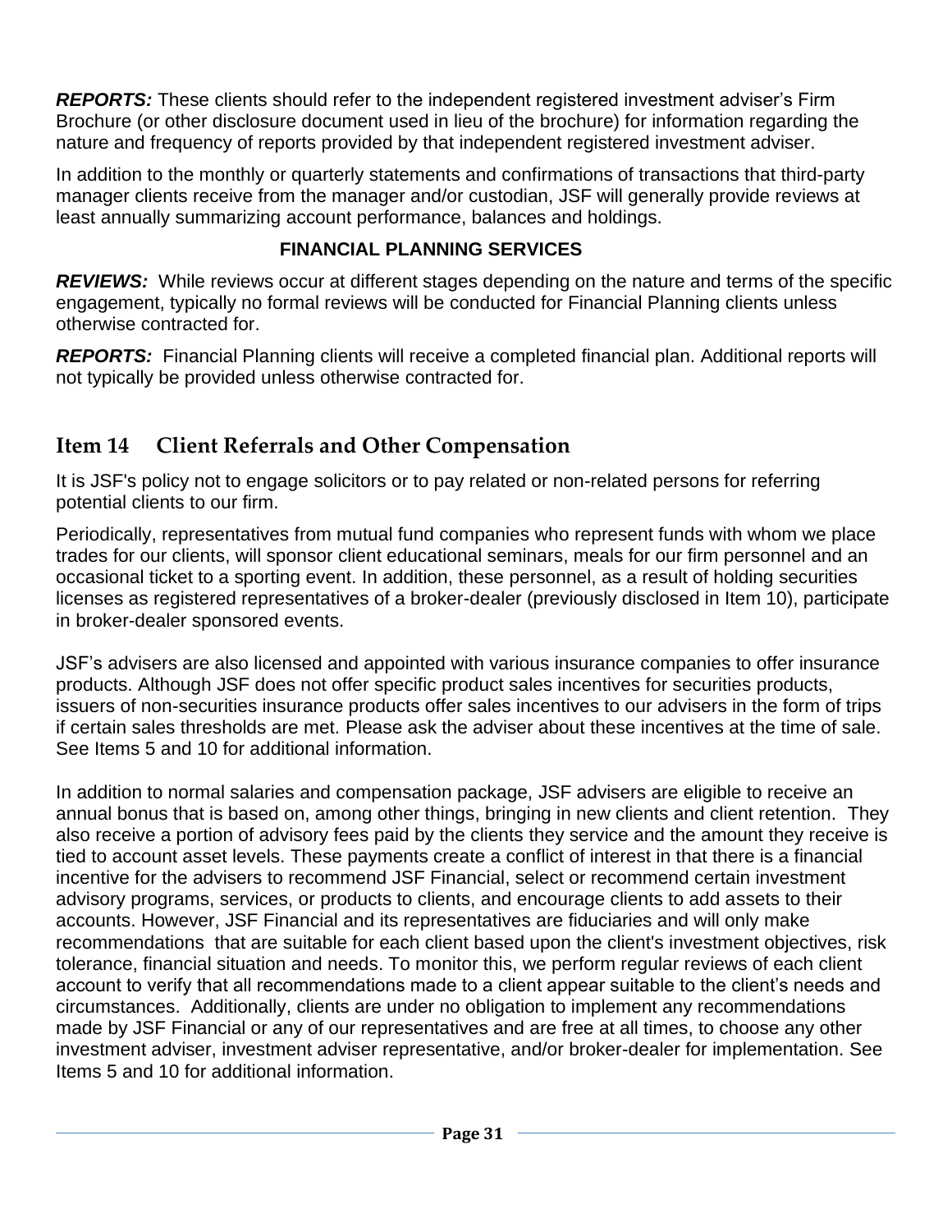***REPORTS:*** These clients should refer to the independent registered investment adviser's Firm Brochure (or other disclosure document used in lieu of the brochure) for information regarding the nature and frequency of reports provided by that independent registered investment adviser.

In addition to the monthly or quarterly statements and confirmations of transactions that third-party manager clients receive from the manager and/or custodian, JSF will generally provide reviews at least annually summarizing account performance, balances and holdings.

**FINANCIAL PLANNING SERVICES**

***REVIEWS:*** While reviews occur at different stages depending on the nature and terms of the specific engagement, typically no formal reviews will be conducted for Financial Planning clients unless otherwise contracted for.

***REPORTS:*** Financial Planning clients will receive a completed financial plan. Additional reports will not typically be provided unless otherwise contracted for.

## Item 14 Client Referrals and Other Compensation

It is JSF's policy not to engage solicitors or to pay related or non-related persons for referring potential clients to our firm.

Periodically, representatives from mutual fund companies who represent funds with whom we place trades for our clients, will sponsor client educational seminars, meals for our firm personnel and an occasional ticket to a sporting event. In addition, these personnel, as a result of holding securities licenses as registered representatives of a broker-dealer (previously disclosed in Item 10), participate in broker-dealer sponsored events.

JSF's advisers are also licensed and appointed with various insurance companies to offer insurance products. Although JSF does not offer specific product sales incentives for securities products, issuers of non-securities insurance products offer sales incentives to our advisers in the form of trips if certain sales thresholds are met. Please ask the adviser about these incentives at the time of sale. See Items 5 and 10 for additional information.

In addition to normal salaries and compensation package, JSF advisers are eligible to receive an annual bonus that is based on, among other things, bringing in new clients and client retention. They also receive a portion of advisory fees paid by the clients they service and the amount they receive is tied to account asset levels. These payments create a conflict of interest in that there is a financial incentive for the advisers to recommend JSF Financial, select or recommend certain investment advisory programs, services, or products to clients, and encourage clients to add assets to their accounts. However, JSF Financial and its representatives are fiduciaries and will only make recommendations that are suitable for each client based upon the client's investment objectives, risk tolerance, financial situation and needs. To monitor this, we perform regular reviews of each client account to verify that all recommendations made to a client appear suitable to the client's needs and circumstances. Additionally, clients are under no obligation to implement any recommendations made by JSF Financial or any of our representatives and are free at all times, to choose any other investment adviser, investment adviser representative, and/or broker-dealer for implementation. See Items 5 and 10 for additional information.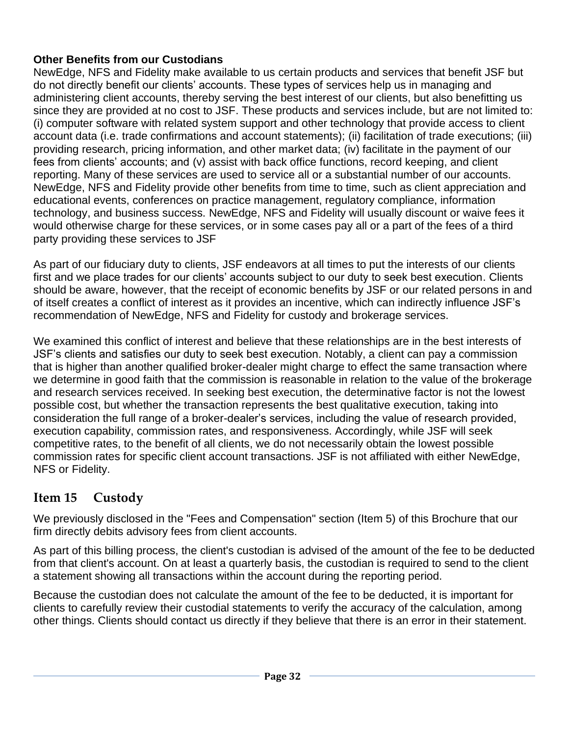**Other Benefits from our Custodians**

NewEdge, NFS and Fidelity make available to us certain products and services that benefit JSF but do not directly benefit our clients' accounts. These types of services help us in managing and administering client accounts, thereby serving the best interest of our clients, but also benefitting us since they are provided at no cost to JSF. These products and services include, but are not limited to: (i) computer software with related system support and other technology that provide access to client account data (i.e. trade confirmations and account statements); (ii) facilitation of trade executions; (iii) providing research, pricing information, and other market data; (iv) facilitate in the payment of our fees from clients' accounts; and (v) assist with back office functions, record keeping, and client reporting. Many of these services are used to service all or a substantial number of our accounts. NewEdge, NFS and Fidelity provide other benefits from time to time, such as client appreciation and educational events, conferences on practice management, regulatory compliance, information technology, and business success. NewEdge, NFS and Fidelity will usually discount or waive fees it would otherwise charge for these services, or in some cases pay all or a part of the fees of a third party providing these services to JSF

As part of our fiduciary duty to clients, JSF endeavors at all times to put the interests of our clients first and we place trades for our clients' accounts subject to our duty to seek best execution. Clients should be aware, however, that the receipt of economic benefits by JSF or our related persons in and of itself creates a conflict of interest as it provides an incentive, which can indirectly influence JSF's recommendation of NewEdge, NFS and Fidelity for custody and brokerage services.

We examined this conflict of interest and believe that these relationships are in the best interests of JSF's clients and satisfies our duty to seek best execution. Notably, a client can pay a commission that is higher than another qualified broker-dealer might charge to effect the same transaction where we determine in good faith that the commission is reasonable in relation to the value of the brokerage and research services received. In seeking best execution, the determinative factor is not the lowest possible cost, but whether the transaction represents the best qualitative execution, taking into consideration the full range of a broker-dealer's services, including the value of research provided, execution capability, commission rates, and responsiveness. Accordingly, while JSF will seek competitive rates, to the benefit of all clients, we do not necessarily obtain the lowest possible commission rates for specific client account transactions. JSF is not affiliated with either NewEdge, NFS or Fidelity.

## Item 15 Custody

We previously disclosed in the "Fees and Compensation" section (Item 5) of this Brochure that our firm directly debits advisory fees from client accounts.

As part of this billing process, the client's custodian is advised of the amount of the fee to be deducted from that client's account. On at least a quarterly basis, the custodian is required to send to the client a statement showing all transactions within the account during the reporting period.

Because the custodian does not calculate the amount of the fee to be deducted, it is important for clients to carefully review their custodial statements to verify the accuracy of the calculation, among other things. Clients should contact us directly if they believe that there is an error in their statement.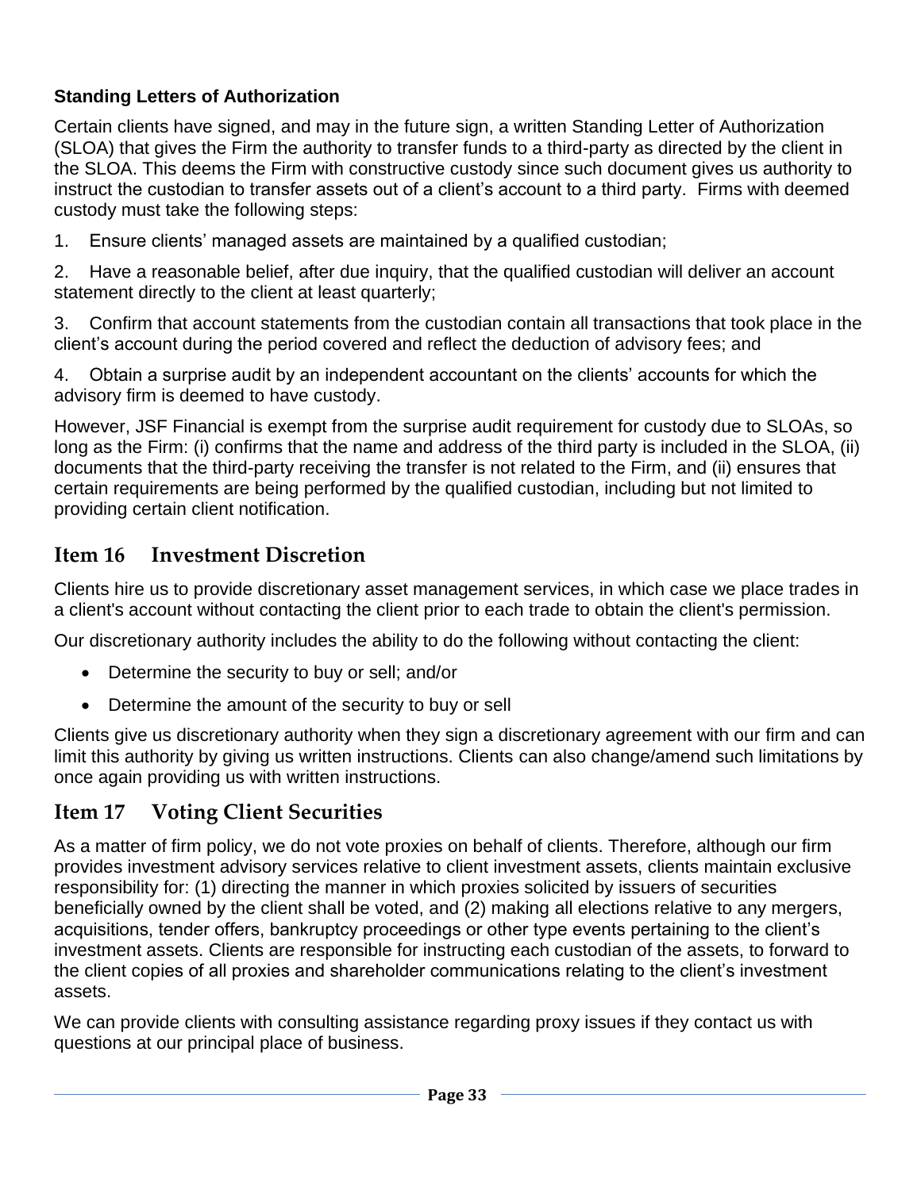**Standing Letters of Authorization**

Certain clients have signed, and may in the future sign, a written Standing Letter of Authorization (SLOA) that gives the Firm the authority to transfer funds to a third-party as directed by the client in the SLOA. This deems the Firm with constructive custody since such document gives us authority to instruct the custodian to transfer assets out of a client's account to a third party. Firms with deemed custody must take the following steps:

1. Ensure clients' managed assets are maintained by a qualified custodian;
2. Have a reasonable belief, after due inquiry, that the qualified custodian will deliver an account statement directly to the client at least quarterly;
3. Confirm that account statements from the custodian contain all transactions that took place in the client's account during the period covered and reflect the deduction of advisory fees; and
4. Obtain a surprise audit by an independent accountant on the clients' accounts for which the advisory firm is deemed to have custody.

However, JSF Financial is exempt from the surprise audit requirement for custody due to SLOAs, so long as the Firm: (i) confirms that the name and address of the third party is included in the SLOA, (ii) documents that the third-party receiving the transfer is not related to the Firm, and (ii) ensures that certain requirements are being performed by the qualified custodian, including but not limited to providing certain client notification.

## Item 16 Investment Discretion

Clients hire us to provide discretionary asset management services, in which case we place trades in a client's account without contacting the client prior to each trade to obtain the client's permission.

Our discretionary authority includes the ability to do the following without contacting the client:

- Determine the security to buy or sell; and/or
- Determine the amount of the security to buy or sell

Clients give us discretionary authority when they sign a discretionary agreement with our firm and can limit this authority by giving us written instructions. Clients can also change/amend such limitations by once again providing us with written instructions.

## Item 17 Voting Client Securities

As a matter of firm policy, we do not vote proxies on behalf of clients. Therefore, although our firm provides investment advisory services relative to client investment assets, clients maintain exclusive responsibility for: (1) directing the manner in which proxies solicited by issuers of securities beneficially owned by the client shall be voted, and (2) making all elections relative to any mergers, acquisitions, tender offers, bankruptcy proceedings or other type events pertaining to the client's investment assets. Clients are responsible for instructing each custodian of the assets, to forward to the client copies of all proxies and shareholder communications relating to the client's investment assets.

We can provide clients with consulting assistance regarding proxy issues if they contact us with questions at our principal place of business.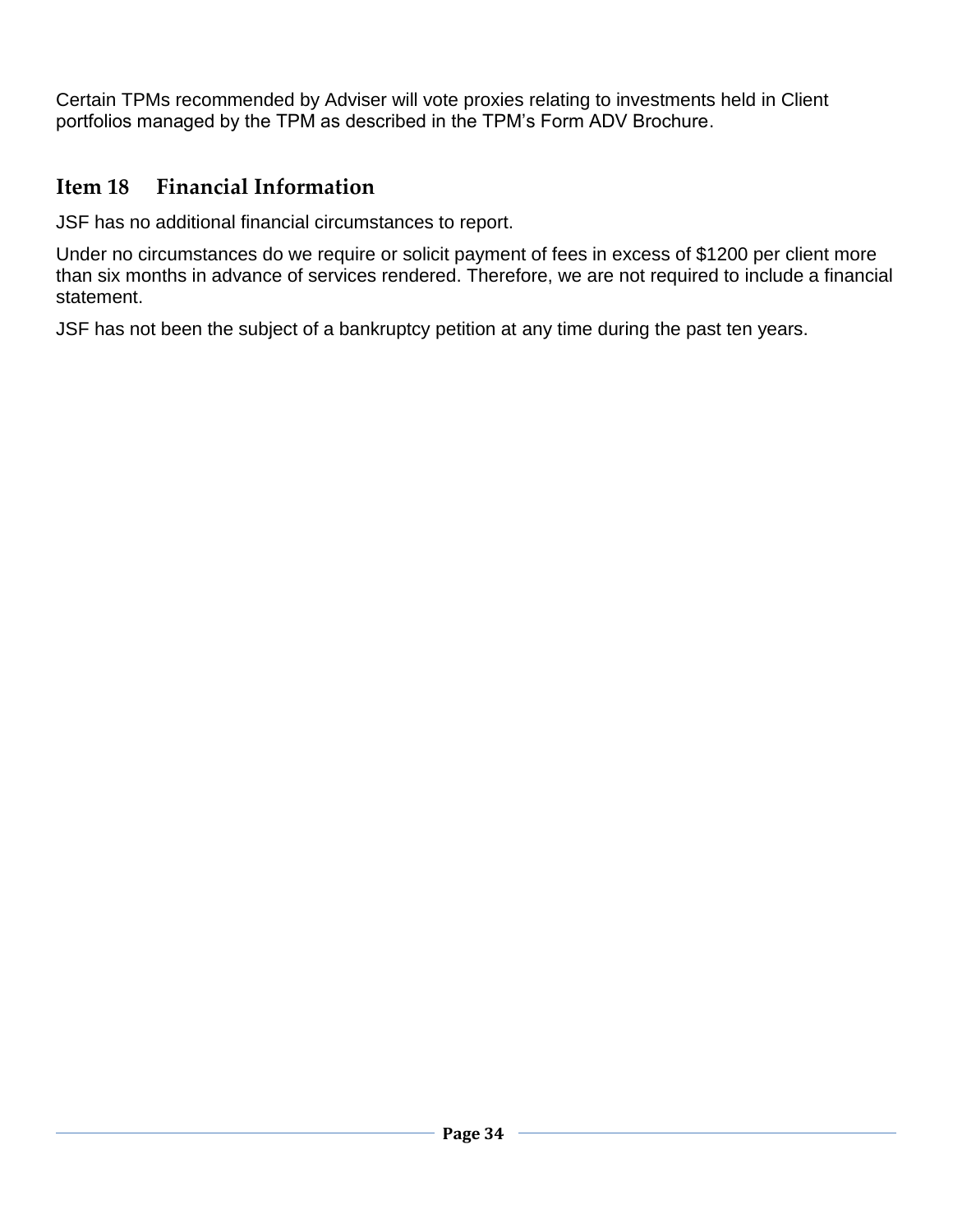Certain TPMs recommended by Adviser will vote proxies relating to investments held in Client portfolios managed by the TPM as described in the TPM's Form ADV Brochure.

## Item 18 Financial Information

JSF has no additional financial circumstances to report.

Under no circumstances do we require or solicit payment of fees in excess of $1200 per client more than six months in advance of services rendered. Therefore, we are not required to include a financial statement.

JSF has not been the subject of a bankruptcy petition at any time during the past ten years.